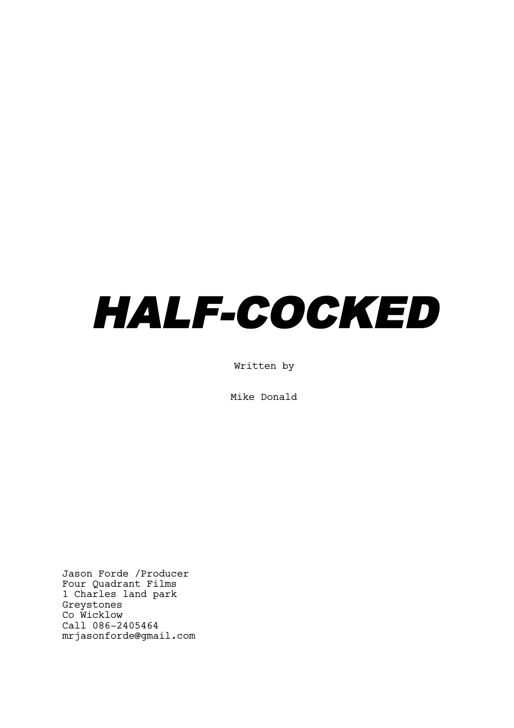# *HALF-COCKED*

Written by

Mike Donald

Jason Forde /Producer
Four Quadrant Films
1 Charles land park
Greystones
Co Wicklow
Call 086-2405464
mrjasonforde@gmail.com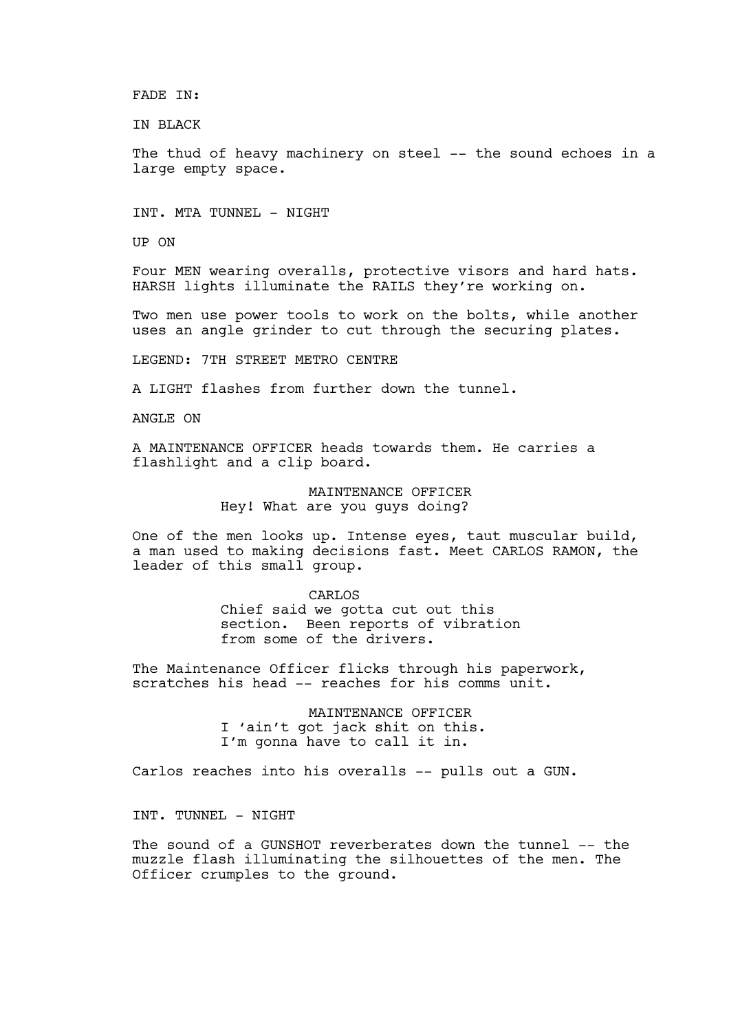FADE IN:

IN BLACK

The thud of heavy machinery on steel -- the sound echoes in a large empty space.

INT. MTA TUNNEL - NIGHT

UP ON

Four MEN wearing overalls, protective visors and hard hats. HARSH lights illuminate the RAILS they're working on.

Two men use power tools to work on the bolts, while another uses an angle grinder to cut through the securing plates.

LEGEND: 7TH STREET METRO CENTRE

A LIGHT flashes from further down the tunnel.

ANGLE ON

A MAINTENANCE OFFICER heads towards them. He carries a flashlight and a clip board.

MAINTENANCE OFFICER
Hey! What are you guys doing?

One of the men looks up. Intense eyes, taut muscular build, a man used to making decisions fast. Meet CARLOS RAMON, the leader of this small group.

CARLOS
Chief said we gotta cut out this section. Been reports of vibration from some of the drivers.

The Maintenance Officer flicks through his paperwork, scratches his head -- reaches for his comms unit.

MAINTENANCE OFFICER
I 'ain't got jack shit on this. I'm gonna have to call it in.

Carlos reaches into his overalls -- pulls out a GUN.

INT. TUNNEL - NIGHT

The sound of a GUNSHOT reverberates down the tunnel -- the muzzle flash illuminating the silhouettes of the men. The Officer crumples to the ground.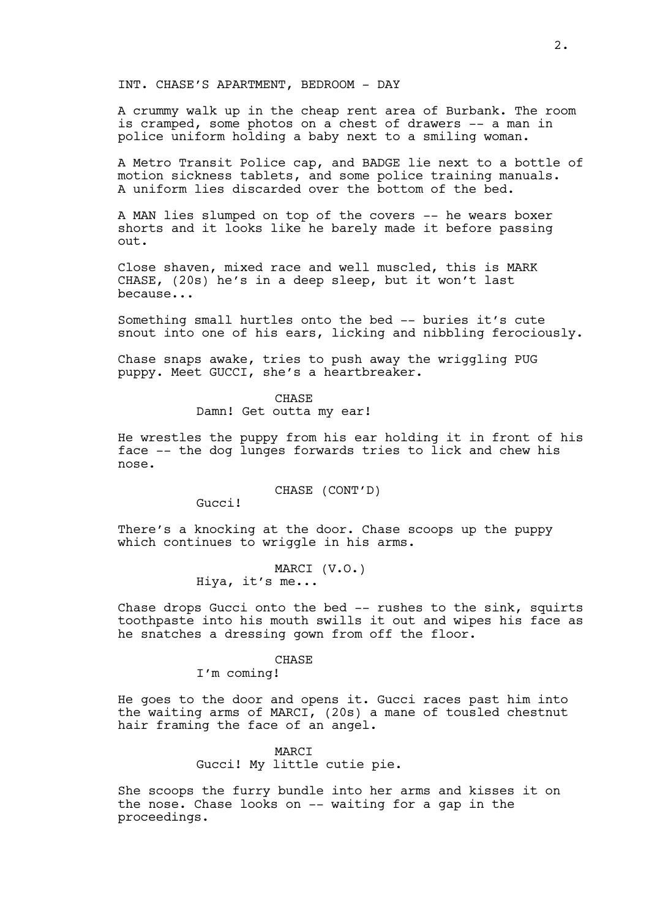INT. CHASE'S APARTMENT, BEDROOM - DAY

A crummy walk up in the cheap rent area of Burbank. The room is cramped, some photos on a chest of drawers -- a man in police uniform holding a baby next to a smiling woman.

A Metro Transit Police cap, and BADGE lie next to a bottle of motion sickness tablets, and some police training manuals. A uniform lies discarded over the bottom of the bed.

A MAN lies slumped on top of the covers -- he wears boxer shorts and it looks like he barely made it before passing out.

Close shaven, mixed race and well muscled, this is MARK CHASE, (20s) he's in a deep sleep, but it won't last because...

Something small hurtles onto the bed -- buries it's cute snout into one of his ears, licking and nibbling ferociously.

Chase snaps awake, tries to push away the wriggling PUG puppy. Meet GUCCI, she's a heartbreaker.

CHASE
Damn! Get outta my ear!

He wrestles the puppy from his ear holding it in front of his face -- the dog lunges forwards tries to lick and chew his nose.

CHASE (CONT'D)
Gucci!

There's a knocking at the door. Chase scoops up the puppy which continues to wriggle in his arms.

MARCI (V.O.)
Hiya, it's me...

Chase drops Gucci onto the bed -- rushes to the sink, squirts toothpaste into his mouth swills it out and wipes his face as he snatches a dressing gown from off the floor.

CHASE
I'm coming!

He goes to the door and opens it. Gucci races past him into the waiting arms of MARCI, (20s) a mane of tousled chestnut hair framing the face of an angel.

MARCI
Gucci! My little cutie pie.

She scoops the furry bundle into her arms and kisses it on the nose. Chase looks on -- waiting for a gap in the proceedings.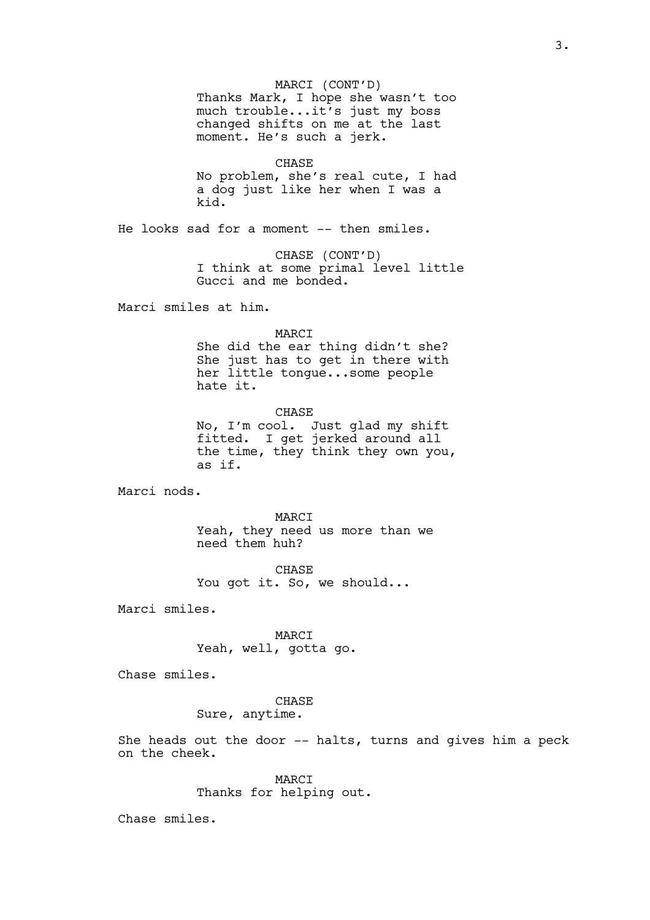MARCI (CONT'D)
Thanks Mark, I hope she wasn't too much trouble...it's just my boss changed shifts on me at the last moment. He's such a jerk.

CHASE
No problem, she's real cute, I had a dog just like her when I was a kid.

He looks sad for a moment -- then smiles.

CHASE (CONT'D)
I think at some primal level little Gucci and me bonded.

Marci smiles at him.

MARCI
She did the ear thing didn't she? She just has to get in there with her little tongue...some people hate it.

CHASE
No, I'm cool. Just glad my shift fitted. I get jerked around all the time, they think they own you, as if.

Marci nods.

MARCI
Yeah, they need us more than we need them huh?

CHASE
You got it. So, we should...

Marci smiles.

MARCI
Yeah, well, gotta go.

Chase smiles.

CHASE
Sure, anytime.

She heads out the door -- halts, turns and gives him a peck on the cheek.

MARCI
Thanks for helping out.

Chase smiles.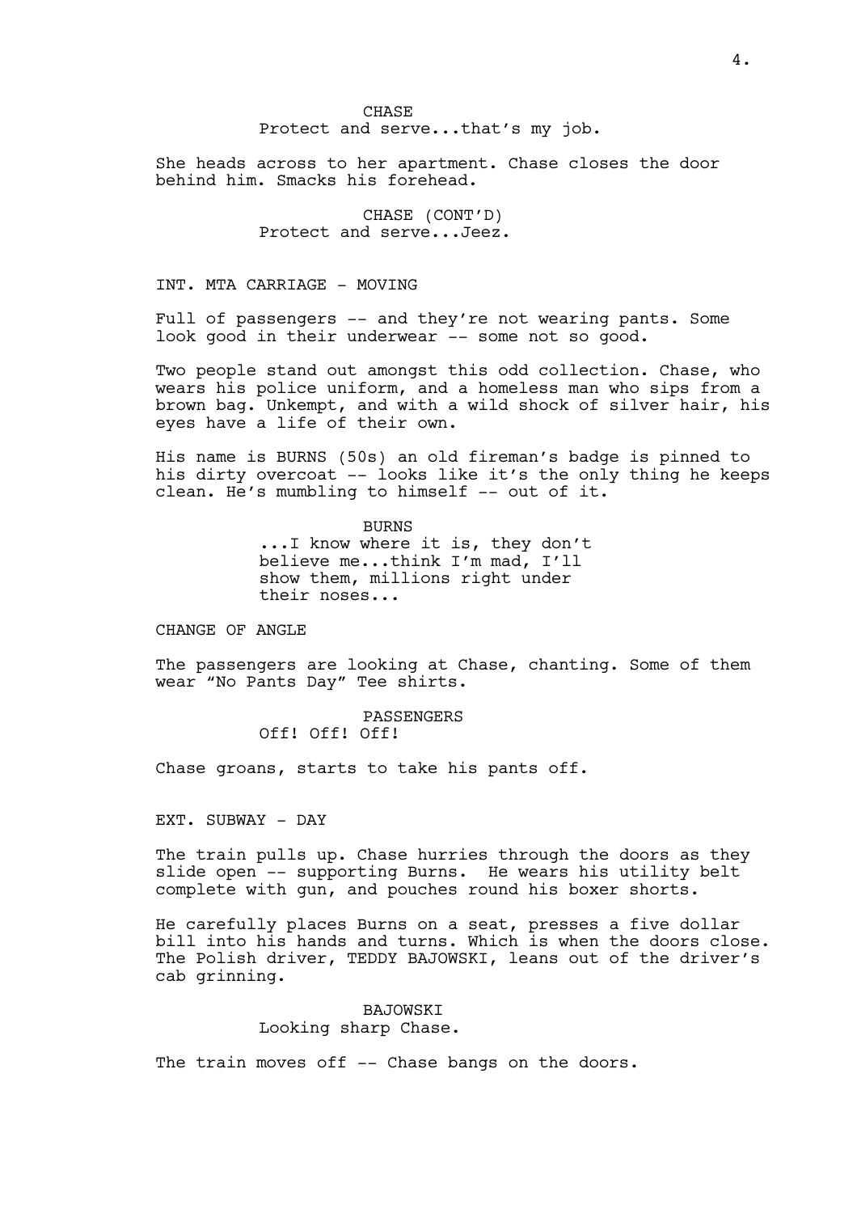CHASE
Protect and serve...that's my job.

She heads across to her apartment. Chase closes the door behind him. Smacks his forehead.

CHASE (CONT'D)
Protect and serve...Jeez.

INT. MTA CARRIAGE - MOVING

Full of passengers -- and they're not wearing pants. Some look good in their underwear -- some not so good.

Two people stand out amongst this odd collection. Chase, who wears his police uniform, and a homeless man who sips from a brown bag. Unkempt, and with a wild shock of silver hair, his eyes have a life of their own.

His name is BURNS (50s) an old fireman's badge is pinned to his dirty overcoat -- looks like it's the only thing he keeps clean. He's mumbling to himself -- out of it.

BURNS
...I know where it is, they don't believe me...think I'm mad, I'll show them, millions right under their noses...

CHANGE OF ANGLE

The passengers are looking at Chase, chanting. Some of them wear "No Pants Day" Tee shirts.

PASSENGERS
Off! Off! Off!

Chase groans, starts to take his pants off.

EXT. SUBWAY - DAY

The train pulls up. Chase hurries through the doors as they slide open -- supporting Burns. He wears his utility belt complete with gun, and pouches round his boxer shorts.

He carefully places Burns on a seat, presses a five dollar bill into his hands and turns. Which is when the doors close. The Polish driver, TEDDY BAJOWSKI, leans out of the driver's cab grinning.

BAJOWSKI
Looking sharp Chase.

The train moves off -- Chase bangs on the doors.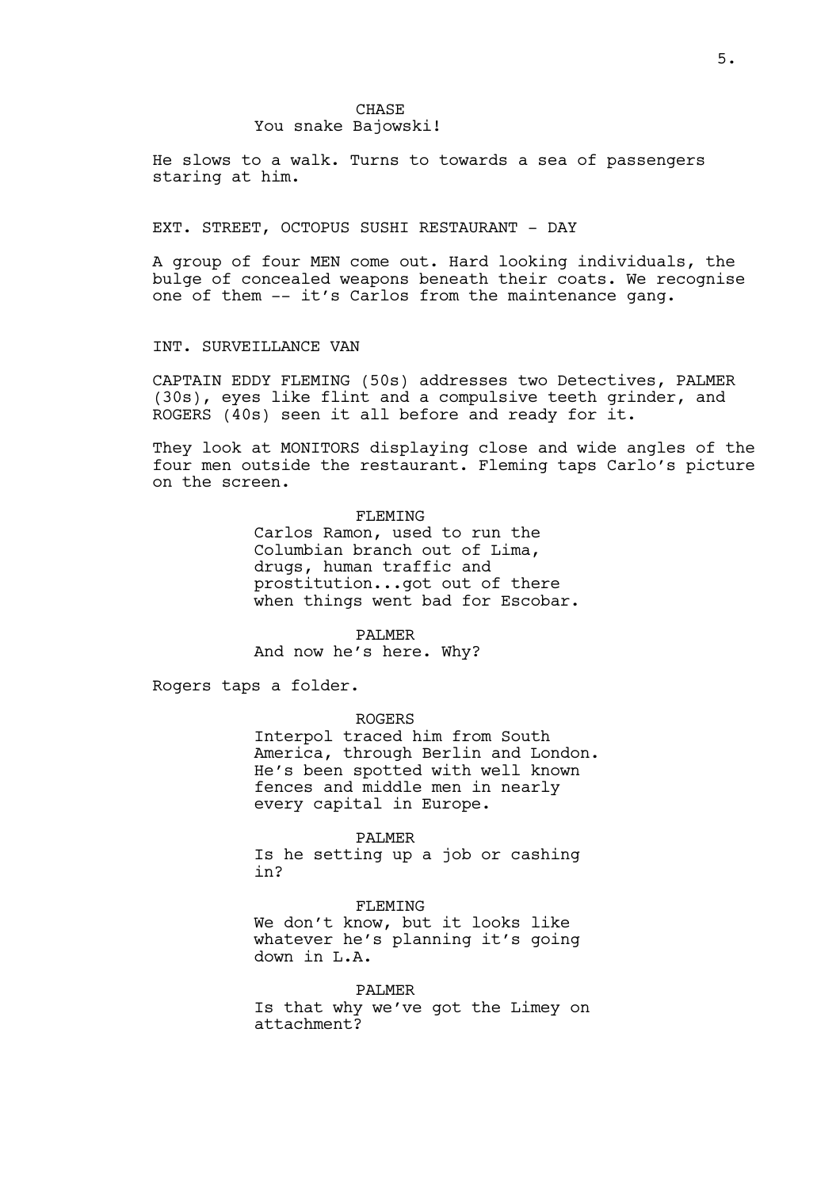CHASE
You snake Bajowski!

He slows to a walk. Turns to towards a sea of passengers staring at him.

EXT. STREET, OCTOPUS SUSHI RESTAURANT - DAY

A group of four MEN come out. Hard looking individuals, the bulge of concealed weapons beneath their coats. We recognise one of them -- it's Carlos from the maintenance gang.

INT. SURVEILLANCE VAN

CAPTAIN EDDY FLEMING (50s) addresses two Detectives, PALMER (30s), eyes like flint and a compulsive teeth grinder, and ROGERS (40s) seen it all before and ready for it.

They look at MONITORS displaying close and wide angles of the four men outside the restaurant. Fleming taps Carlo's picture on the screen.

FLEMING
Carlos Ramon, used to run the Columbian branch out of Lima, drugs, human traffic and prostitution...got out of there when things went bad for Escobar.

PALMER
And now he's here. Why?

Rogers taps a folder.

ROGERS
Interpol traced him from South America, through Berlin and London. He's been spotted with well known fences and middle men in nearly every capital in Europe.

PALMER
Is he setting up a job or cashing in?

FLEMING
We don't know, but it looks like whatever he's planning it's going down in L.A.

PALMER
Is that why we've got the Limey on attachment?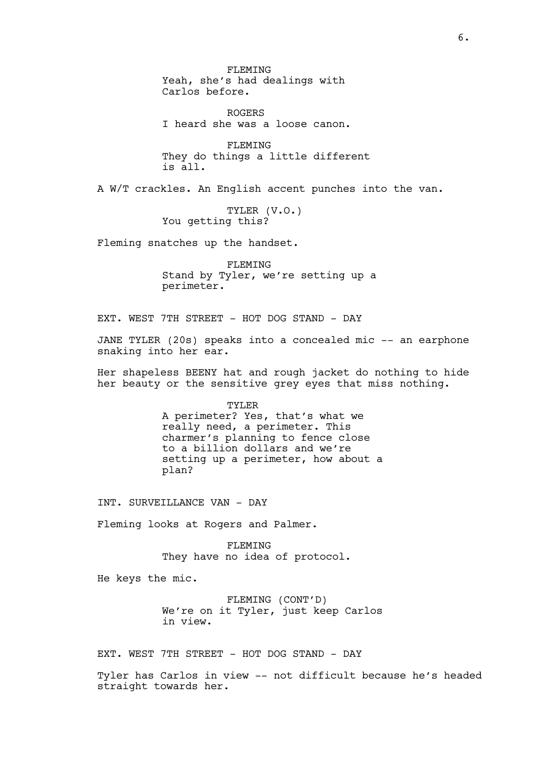FLEMING
Yeah, she's had dealings with Carlos before.

ROGERS
I heard she was a loose canon.

FLEMING
They do things a little different is all.

A W/T crackles. An English accent punches into the van.

TYLER (V.O.)
You getting this?

Fleming snatches up the handset.

FLEMING
Stand by Tyler, we're setting up a perimeter.

EXT. WEST 7TH STREET - HOT DOG STAND - DAY

JANE TYLER (20s) speaks into a concealed mic -- an earphone snaking into her ear.

Her shapeless BEENY hat and rough jacket do nothing to hide her beauty or the sensitive grey eyes that miss nothing.

TYLER
A perimeter? Yes, that's what we really need, a perimeter. This charmer's planning to fence close to a billion dollars and we're setting up a perimeter, how about a plan?

INT. SURVEILLANCE VAN - DAY

Fleming looks at Rogers and Palmer.

FLEMING
They have no idea of protocol.

He keys the mic.

FLEMING (CONT'D)
We're on it Tyler, just keep Carlos in view.

EXT. WEST 7TH STREET - HOT DOG STAND - DAY

Tyler has Carlos in view -- not difficult because he's headed straight towards her.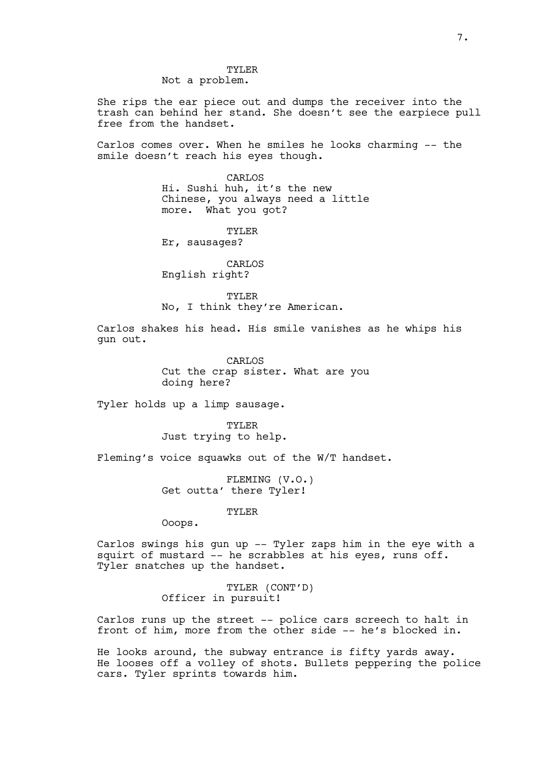TYLER
Not a problem.

She rips the ear piece out and dumps the receiver into the trash can behind her stand. She doesn't see the earpiece pull free from the handset.

Carlos comes over. When he smiles he looks charming -- the smile doesn't reach his eyes though.

CARLOS
Hi. Sushi huh, it's the new Chinese, you always need a little more. What you got?

TYLER
Er, sausages?

CARLOS
English right?

TYLER
No, I think they're American.

Carlos shakes his head. His smile vanishes as he whips his gun out.

CARLOS
Cut the crap sister. What are you doing here?

Tyler holds up a limp sausage.

TYLER
Just trying to help.

Fleming's voice squawks out of the W/T handset.

FLEMING (V.O.)
Get outta' there Tyler!

TYLER
Ooops.

Carlos swings his gun up -- Tyler zaps him in the eye with a squirt of mustard -- he scrabbles at his eyes, runs off. Tyler snatches up the handset.

TYLER (CONT'D)
Officer in pursuit!

Carlos runs up the street -- police cars screech to halt in front of him, more from the other side -- he's blocked in.

He looks around, the subway entrance is fifty yards away. He looses off a volley of shots. Bullets peppering the police cars. Tyler sprints towards him.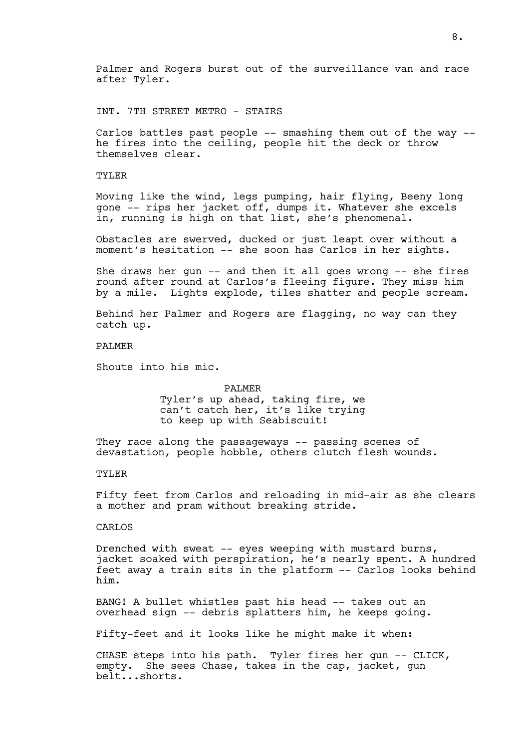Palmer and Rogers burst out of the surveillance van and race after Tyler.

INT. 7TH STREET METRO - STAIRS

Carlos battles past people -- smashing them out of the way -- he fires into the ceiling, people hit the deck or throw themselves clear.

TYLER

Moving like the wind, legs pumping, hair flying, Beeny long gone -- rips her jacket off, dumps it. Whatever she excels in, running is high on that list, she's phenomenal.

Obstacles are swerved, ducked or just leapt over without a moment's hesitation -- she soon has Carlos in her sights.

She draws her gun -- and then it all goes wrong -- she fires round after round at Carlos's fleeing figure. They miss him by a mile. Lights explode, tiles shatter and people scream.

Behind her Palmer and Rogers are flagging, no way can they catch up.

PALMER

Shouts into his mic.

PALMER
Tyler's up ahead, taking fire, we can't catch her, it's like trying to keep up with Seabiscuit!

They race along the passageways -- passing scenes of devastation, people hobble, others clutch flesh wounds.

TYLER

Fifty feet from Carlos and reloading in mid-air as she clears a mother and pram without breaking stride.

CARLOS

Drenched with sweat -- eyes weeping with mustard burns, jacket soaked with perspiration, he's nearly spent. A hundred feet away a train sits in the platform -- Carlos looks behind him.

BANG! A bullet whistles past his head -- takes out an overhead sign -- debris splatters him, he keeps going.

Fifty-feet and it looks like he might make it when:

CHASE steps into his path. Tyler fires her gun -- CLICK, empty. She sees Chase, takes in the cap, jacket, gun belt...shorts.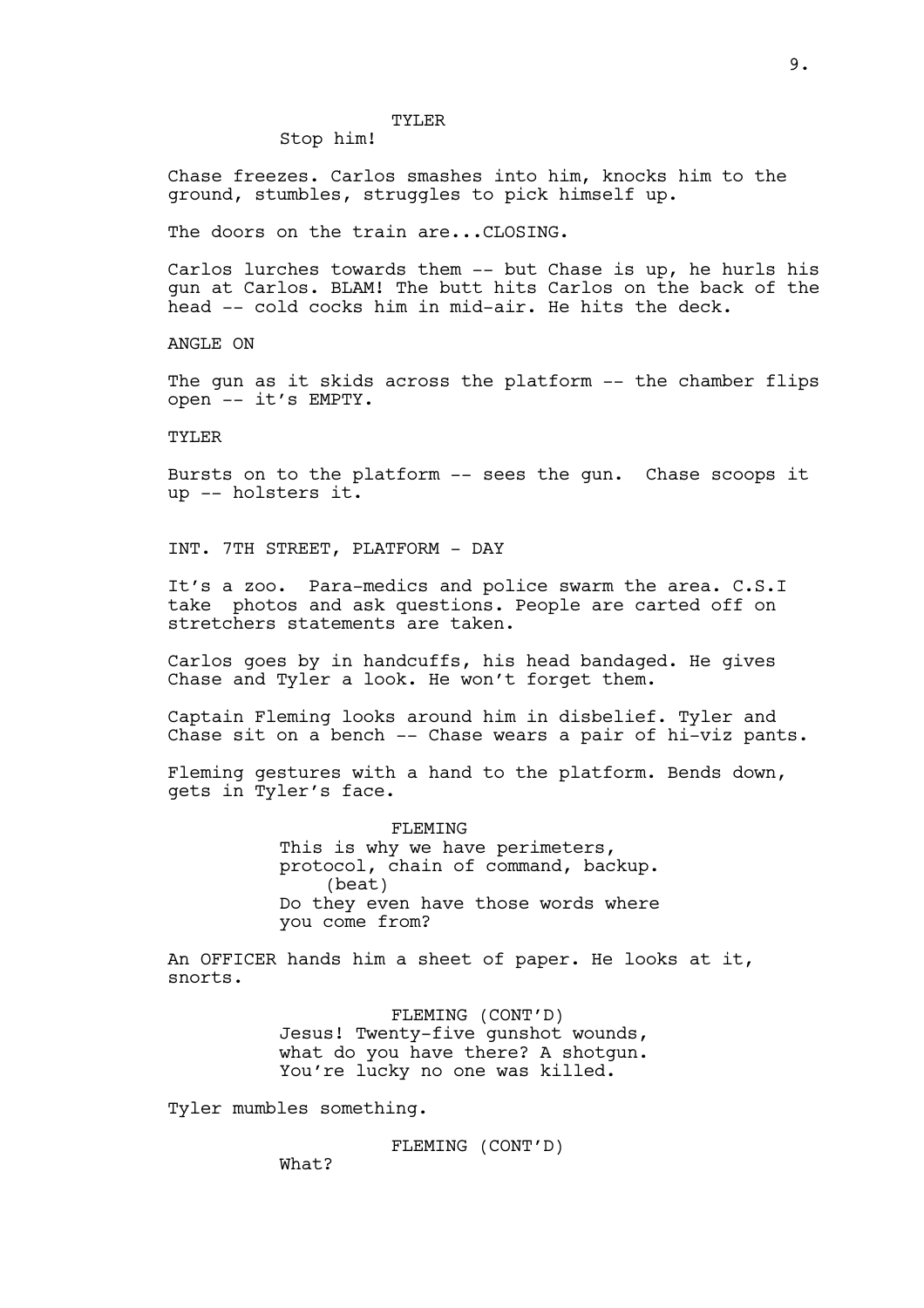TYLER

Stop him!

Chase freezes. Carlos smashes into him, knocks him to the ground, stumbles, struggles to pick himself up.

The doors on the train are...CLOSING.

Carlos lurches towards them -- but Chase is up, he hurls his gun at Carlos. BLAM! The butt hits Carlos on the back of the head -- cold cocks him in mid-air. He hits the deck.

ANGLE ON

The gun as it skids across the platform -- the chamber flips open -- it's EMPTY.

TYLER

Bursts on to the platform -- sees the gun.  Chase scoops it up -- holsters it.

INT. 7TH STREET, PLATFORM - DAY

It's a zoo.  Para-medics and police swarm the area. C.S.I take  photos and ask questions. People are carted off on stretchers statements are taken.

Carlos goes by in handcuffs, his head bandaged. He gives Chase and Tyler a look. He won't forget them.

Captain Fleming looks around him in disbelief. Tyler and Chase sit on a bench -- Chase wears a pair of hi-viz pants.

Fleming gestures with a hand to the platform. Bends down, gets in Tyler's face.

FLEMING

This is why we have perimeters, protocol, chain of command, backup.

(beat)

Do they even have those words where you come from?

An OFFICER hands him a sheet of paper. He looks at it, snorts.

FLEMING (CONT'D)

Jesus! Twenty-five gunshot wounds, what do you have there? A shotgun. You're lucky no one was killed.

Tyler mumbles something.

FLEMING (CONT'D)

What?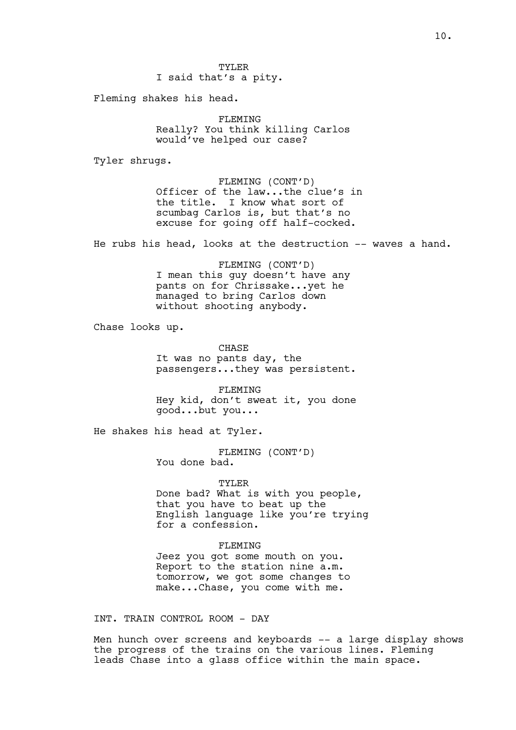TYLER
I said that's a pity.

Fleming shakes his head.

FLEMING
Really? You think killing Carlos would've helped our case?

Tyler shrugs.

FLEMING (CONT'D)
Officer of the law...the clue's in the title. I know what sort of scumbag Carlos is, but that's no excuse for going off half-cocked.

He rubs his head, looks at the destruction -- waves a hand.

FLEMING (CONT'D)
I mean this guy doesn't have any pants on for Chrissake...yet he managed to bring Carlos down without shooting anybody.

Chase looks up.

CHASE
It was no pants day, the passengers...they was persistent.

FLEMING
Hey kid, don't sweat it, you done good...but you...

He shakes his head at Tyler.

FLEMING (CONT'D)
You done bad.

TYLER
Done bad? What is with you people, that you have to beat up the English language like you're trying for a confession.

FLEMING
Jeez you got some mouth on you. Report to the station nine a.m. tomorrow, we got some changes to make...Chase, you come with me.

INT. TRAIN CONTROL ROOM - DAY

Men hunch over screens and keyboards -- a large display shows the progress of the trains on the various lines. Fleming leads Chase into a glass office within the main space.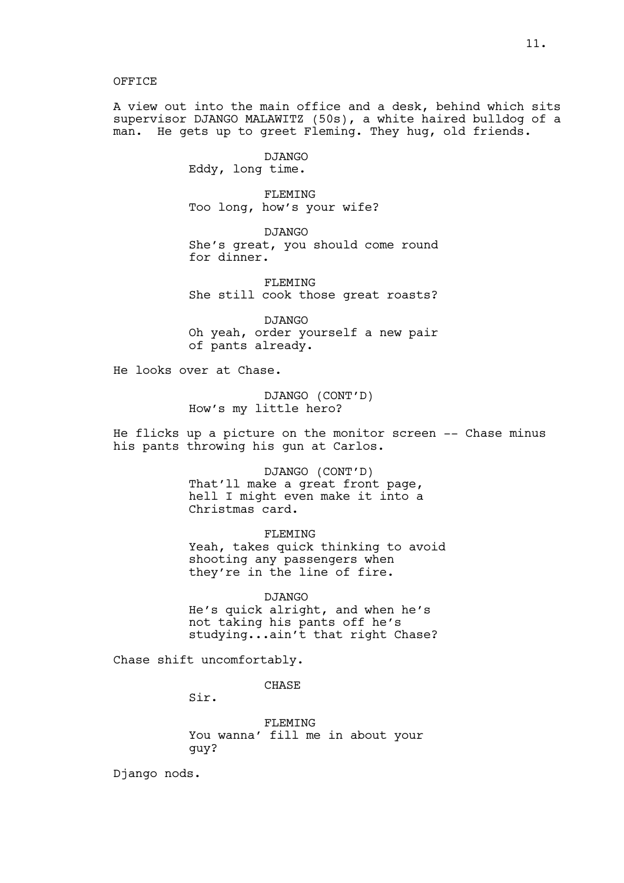OFFICE

A view out into the main office and a desk, behind which sits supervisor DJANGO MALAWITZ (50s), a white haired bulldog of a man. He gets up to greet Fleming. They hug, old friends.

DJANGO
Eddy, long time.

FLEMING
Too long, how's your wife?

DJANGO
She's great, you should come round for dinner.

FLEMING
She still cook those great roasts?

DJANGO
Oh yeah, order yourself a new pair of pants already.

He looks over at Chase.

DJANGO (CONT'D)
How's my little hero?

He flicks up a picture on the monitor screen -- Chase minus his pants throwing his gun at Carlos.

DJANGO (CONT'D)
That'll make a great front page, hell I might even make it into a Christmas card.

FLEMING
Yeah, takes quick thinking to avoid shooting any passengers when they're in the line of fire.

DJANGO
He's quick alright, and when he's not taking his pants off he's studying...ain't that right Chase?

Chase shift uncomfortably.

CHASE
Sir.

FLEMING
You wanna' fill me in about your guy?

Django nods.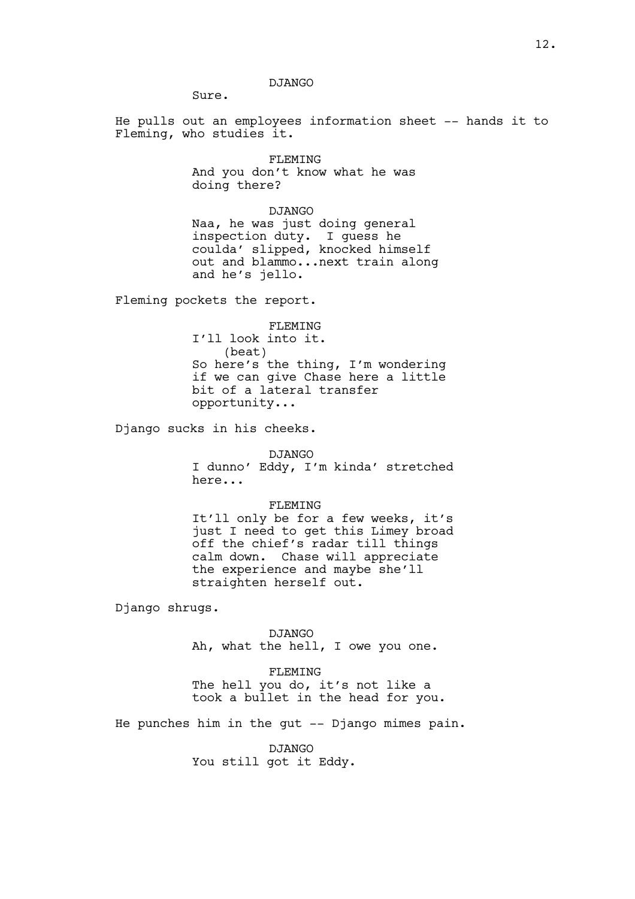DJANGO

Sure.

He pulls out an employees information sheet -- hands it to Fleming, who studies it.

FLEMING

And you don't know what he was doing there?

DJANGO

Naa, he was just doing general inspection duty. I guess he coulda' slipped, knocked himself out and blammo...next train along and he's jello.

Fleming pockets the report.

FLEMING

I'll look into it.

(beat)

So here's the thing, I'm wondering if we can give Chase here a little bit of a lateral transfer opportunity...

Django sucks in his cheeks.

DJANGO

I dunno' Eddy, I'm kinda' stretched here...

FLEMING

It'll only be for a few weeks, it's just I need to get this Limey broad off the chief's radar till things calm down. Chase will appreciate the experience and maybe she'll straighten herself out.

Django shrugs.

DJANGO

Ah, what the hell, I owe you one.

FLEMING

The hell you do, it's not like a took a bullet in the head for you.

He punches him in the gut -- Django mimes pain.

DJANGO

You still got it Eddy.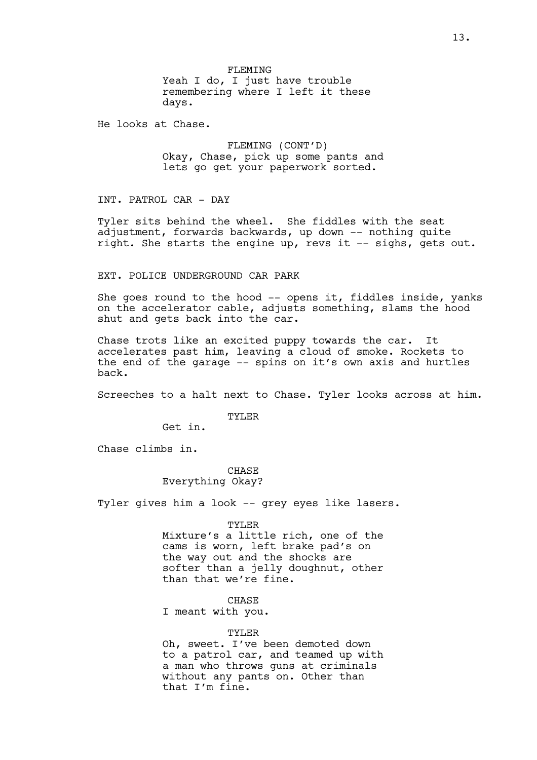FLEMING
Yeah I do, I just have trouble remembering where I left it these days.

He looks at Chase.

FLEMING (CONT'D)
Okay, Chase, pick up some pants and lets go get your paperwork sorted.

INT. PATROL CAR - DAY

Tyler sits behind the wheel. She fiddles with the seat adjustment, forwards backwards, up down -- nothing quite right. She starts the engine up, revs it -- sighs, gets out.

EXT. POLICE UNDERGROUND CAR PARK

She goes round to the hood -- opens it, fiddles inside, yanks on the accelerator cable, adjusts something, slams the hood shut and gets back into the car.

Chase trots like an excited puppy towards the car. It accelerates past him, leaving a cloud of smoke. Rockets to the end of the garage -- spins on it's own axis and hurtles back.

Screeches to a halt next to Chase. Tyler looks across at him.

TYLER
Get in.

Chase climbs in.

CHASE
Everything Okay?

Tyler gives him a look -- grey eyes like lasers.

TYLER
Mixture's a little rich, one of the cams is worn, left brake pad's on the way out and the shocks are softer than a jelly doughnut, other than that we're fine.

CHASE
I meant with you.

TYLER
Oh, sweet. I've been demoted down to a patrol car, and teamed up with a man who throws guns at criminals without any pants on. Other than that I'm fine.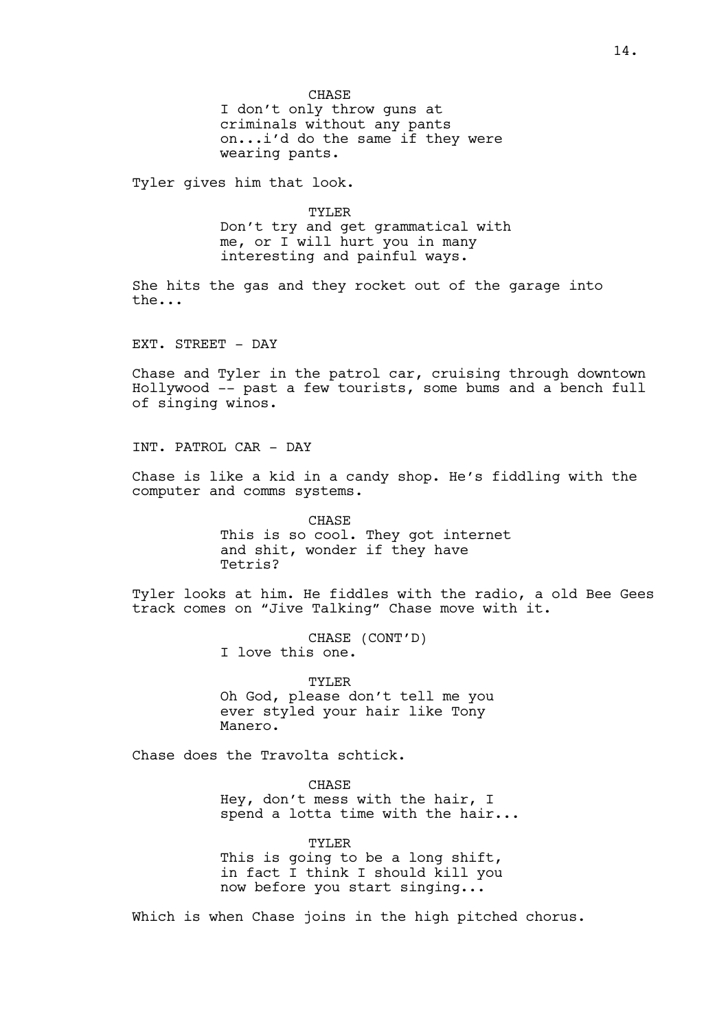CHASE

I don't only throw guns at criminals without any pants on...i'd do the same if they were wearing pants.

Tyler gives him that look.

TYLER

Don't try and get grammatical with me, or I will hurt you in many interesting and painful ways.

She hits the gas and they rocket out of the garage into the...

EXT. STREET - DAY

Chase and Tyler in the patrol car, cruising through downtown Hollywood -- past a few tourists, some bums and a bench full of singing winos.

INT. PATROL CAR - DAY

Chase is like a kid in a candy shop. He's fiddling with the computer and comms systems.

CHASE

This is so cool. They got internet and shit, wonder if they have Tetris?

Tyler looks at him. He fiddles with the radio, a old Bee Gees track comes on "Jive Talking" Chase move with it.

CHASE (CONT'D)

I love this one.

TYLER

Oh God, please don't tell me you ever styled your hair like Tony Manero.

Chase does the Travolta schtick.

CHASE

Hey, don't mess with the hair, I spend a lotta time with the hair...

TYLER

This is going to be a long shift, in fact I think I should kill you now before you start singing...

Which is when Chase joins in the high pitched chorus.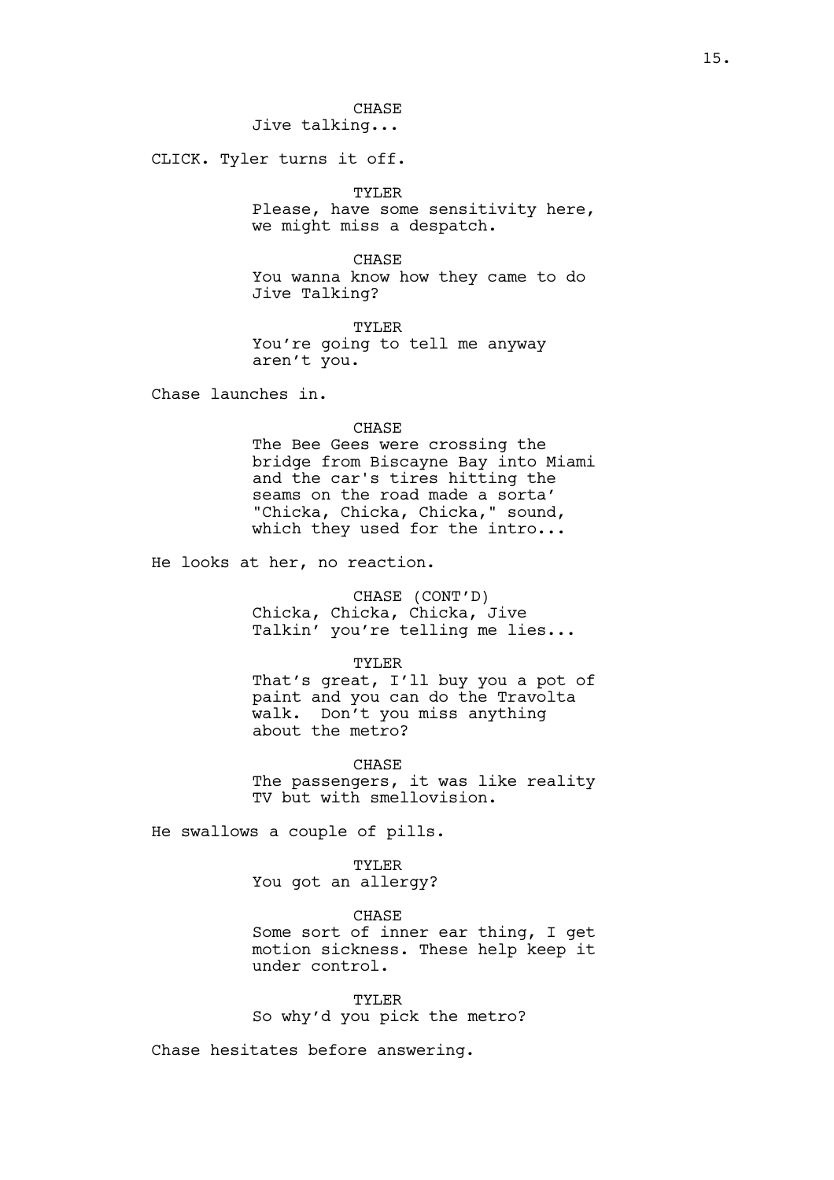CHASE
Jive talking...

CLICK. Tyler turns it off.

TYLER
Please, have some sensitivity here, we might miss a despatch.

CHASE
You wanna know how they came to do Jive Talking?

TYLER
You're going to tell me anyway aren't you.

Chase launches in.

CHASE
The Bee Gees were crossing the bridge from Biscayne Bay into Miami and the car's tires hitting the seams on the road made a sorta' "Chicka, Chicka, Chicka," sound, which they used for the intro...

He looks at her, no reaction.

CHASE (CONT'D)
Chicka, Chicka, Chicka, Jive Talkin' you're telling me lies...

TYLER
That's great, I'll buy you a pot of paint and you can do the Travolta walk. Don't you miss anything about the metro?

CHASE
The passengers, it was like reality TV but with smellovision.

He swallows a couple of pills.

TYLER
You got an allergy?

CHASE
Some sort of inner ear thing, I get motion sickness. These help keep it under control.

TYLER
So why'd you pick the metro?

Chase hesitates before answering.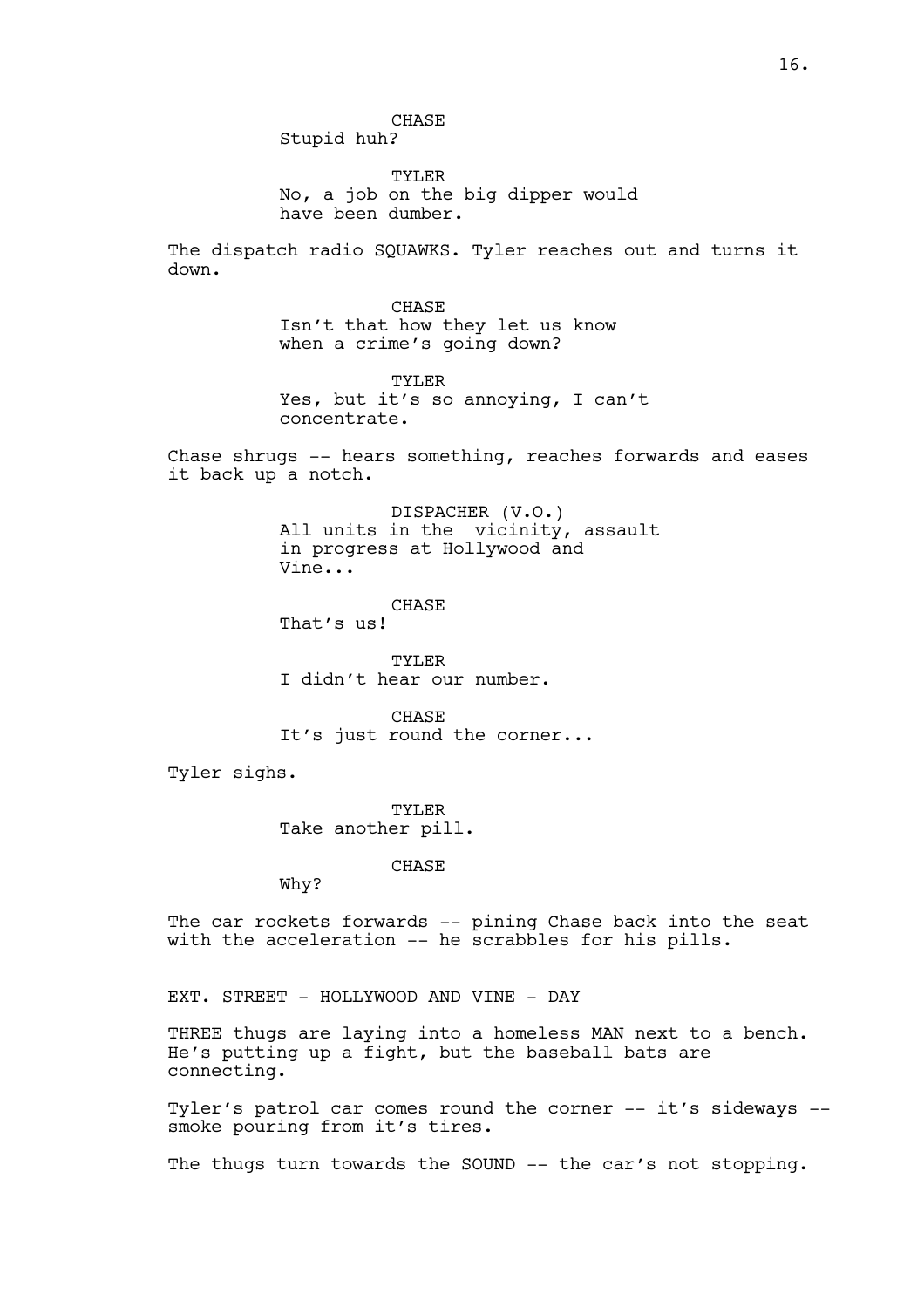CHASE
Stupid huh?

TYLER
No, a job on the big dipper would have been dumber.

The dispatch radio SQUAWKS. Tyler reaches out and turns it down.

CHASE
Isn't that how they let us know when a crime's going down?

TYLER
Yes, but it's so annoying, I can't concentrate.

Chase shrugs -- hears something, reaches forwards and eases it back up a notch.

DISPACHER (V.O.)
All units in the vicinity, assault in progress at Hollywood and Vine...

CHASE
That's us!

TYLER
I didn't hear our number.

CHASE
It's just round the corner...

Tyler sighs.

TYLER
Take another pill.

CHASE
Why?

The car rockets forwards -- pining Chase back into the seat with the acceleration -- he scrabbles for his pills.

EXT. STREET - HOLLYWOOD AND VINE - DAY

THREE thugs are laying into a homeless MAN next to a bench. He's putting up a fight, but the baseball bats are connecting.

Tyler's patrol car comes round the corner -- it's sideways -- smoke pouring from it's tires.

The thugs turn towards the SOUND -- the car's not stopping.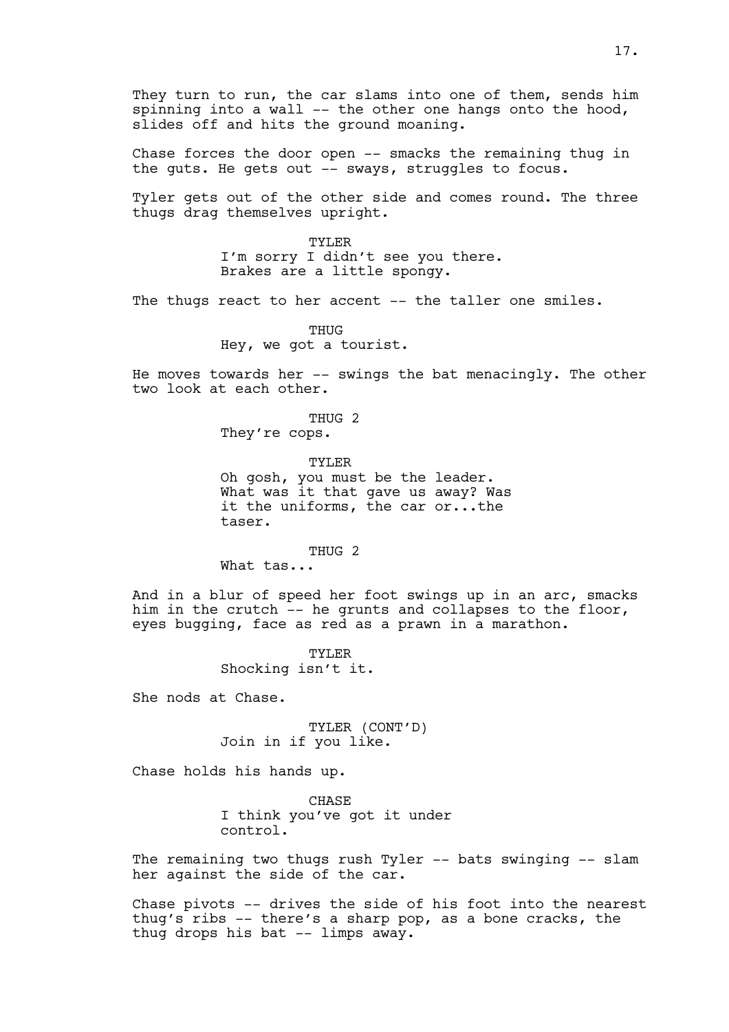They turn to run, the car slams into one of them, sends him spinning into a wall -- the other one hangs onto the hood, slides off and hits the ground moaning.

Chase forces the door open -- smacks the remaining thug in the guts. He gets out -- sways, struggles to focus.

Tyler gets out of the other side and comes round. The three thugs drag themselves upright.

TYLER
I'm sorry I didn't see you there. Brakes are a little spongy.

The thugs react to her accent -- the taller one smiles.

THUG
Hey, we got a tourist.

He moves towards her -- swings the bat menacingly. The other two look at each other.

THUG 2
They're cops.

TYLER
Oh gosh, you must be the leader. What was it that gave us away? Was it the uniforms, the car or...the taser.

THUG 2
What tas...

And in a blur of speed her foot swings up in an arc, smacks him in the crutch -- he grunts and collapses to the floor, eyes bugging, face as red as a prawn in a marathon.

TYLER
Shocking isn't it.

She nods at Chase.

TYLER (CONT'D)
Join in if you like.

Chase holds his hands up.

CHASE
I think you've got it under control.

The remaining two thugs rush Tyler -- bats swinging -- slam her against the side of the car.

Chase pivots -- drives the side of his foot into the nearest thug's ribs -- there's a sharp pop, as a bone cracks, the thug drops his bat -- limps away.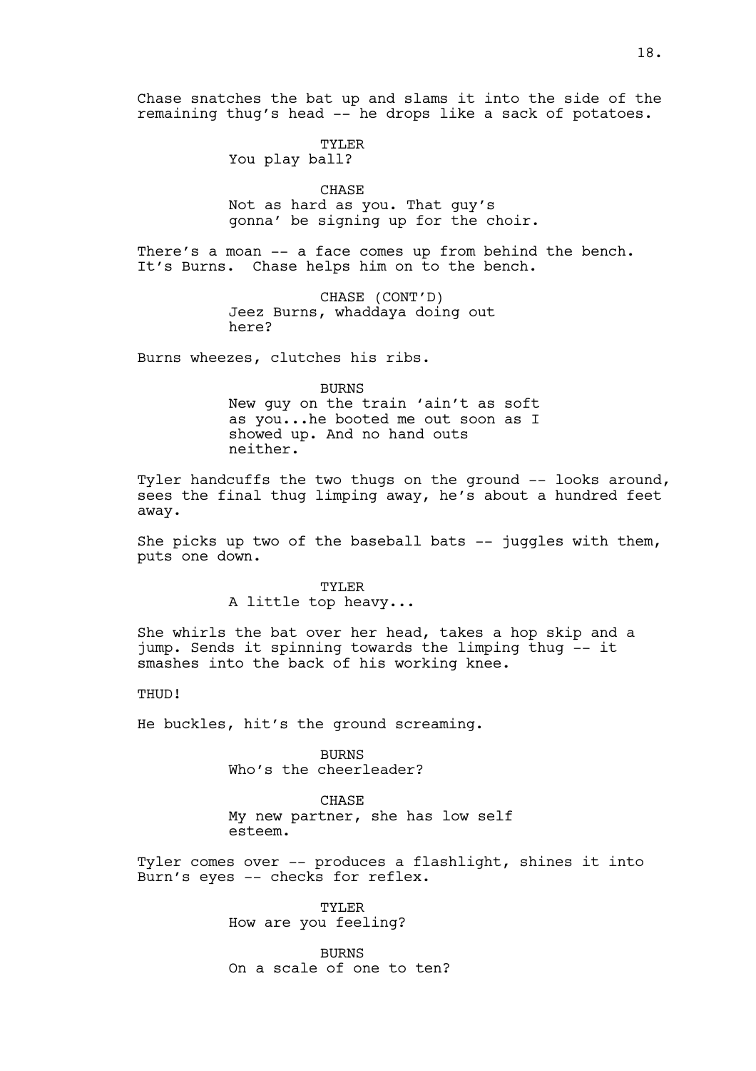Chase snatches the bat up and slams it into the side of the remaining thug's head -- he drops like a sack of potatoes.

TYLER
You play ball?

CHASE
Not as hard as you. That guy's gonna' be signing up for the choir.

There's a moan -- a face comes up from behind the bench. It's Burns. Chase helps him on to the bench.

CHASE (CONT'D)
Jeez Burns, whaddaya doing out here?

Burns wheezes, clutches his ribs.

BURNS
New guy on the train 'ain't as soft as you...he booted me out soon as I showed up. And no hand outs neither.

Tyler handcuffs the two thugs on the ground -- looks around, sees the final thug limping away, he's about a hundred feet away.

She picks up two of the baseball bats -- juggles with them, puts one down.

TYLER
A little top heavy...

She whirls the bat over her head, takes a hop skip and a jump. Sends it spinning towards the limping thug -- it smashes into the back of his working knee.

THUD!

He buckles, hit's the ground screaming.

BURNS
Who's the cheerleader?

CHASE
My new partner, she has low self esteem.

Tyler comes over -- produces a flashlight, shines it into Burn's eyes -- checks for reflex.

TYLER
How are you feeling?

BURNS
On a scale of one to ten?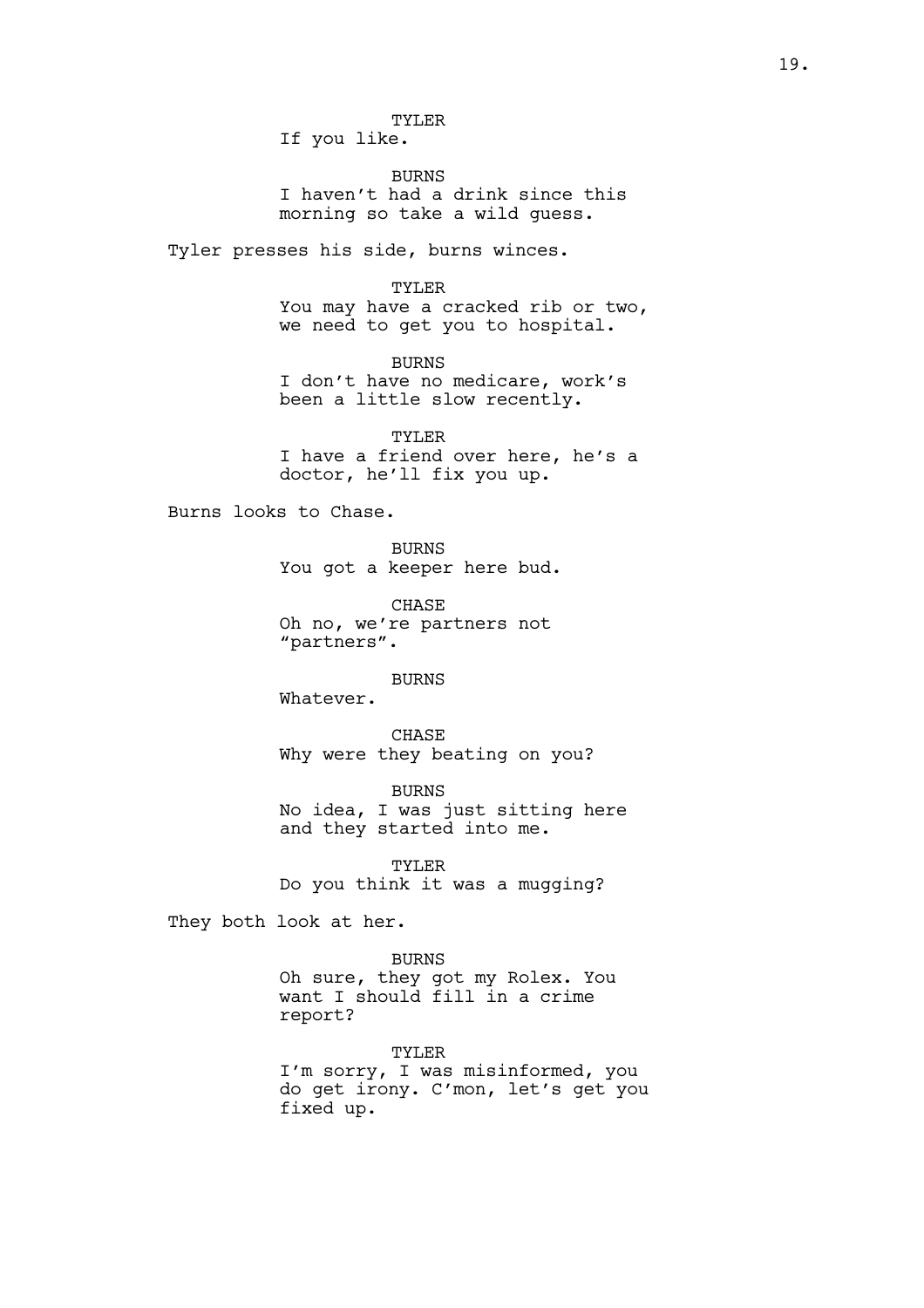TYLER
If you like.

BURNS
I haven't had a drink since this morning so take a wild guess.

Tyler presses his side, burns winces.

TYLER
You may have a cracked rib or two, we need to get you to hospital.

BURNS
I don't have no medicare, work's been a little slow recently.

TYLER
I have a friend over here, he's a doctor, he'll fix you up.

Burns looks to Chase.

BURNS
You got a keeper here bud.

CHASE
Oh no, we're partners not "partners".

BURNS
Whatever.

CHASE
Why were they beating on you?

BURNS
No idea, I was just sitting here and they started into me.

TYLER
Do you think it was a mugging?

They both look at her.

BURNS
Oh sure, they got my Rolex. You want I should fill in a crime report?

TYLER
I'm sorry, I was misinformed, you do get irony. C'mon, let's get you fixed up.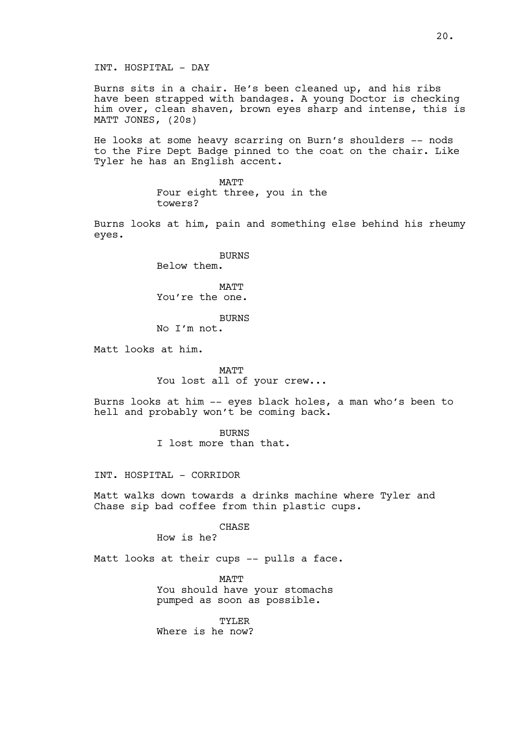INT. HOSPITAL - DAY

Burns sits in a chair. He's been cleaned up, and his ribs have been strapped with bandages. A young Doctor is checking him over, clean shaven, brown eyes sharp and intense, this is MATT JONES, (20s)

He looks at some heavy scarring on Burn's shoulders -- nods to the Fire Dept Badge pinned to the coat on the chair. Like Tyler he has an English accent.

MATT
Four eight three, you in the towers?

Burns looks at him, pain and something else behind his rheumy eyes.

BURNS
Below them.

MATT
You're the one.

BURNS
No I'm not.

Matt looks at him.

MATT
You lost all of your crew...

Burns looks at him -- eyes black holes, a man who's been to hell and probably won't be coming back.

BURNS
I lost more than that.

INT. HOSPITAL - CORRIDOR

Matt walks down towards a drinks machine where Tyler and Chase sip bad coffee from thin plastic cups.

CHASE
How is he?

Matt looks at their cups -- pulls a face.

MATT
You should have your stomachs pumped as soon as possible.

TYLER
Where is he now?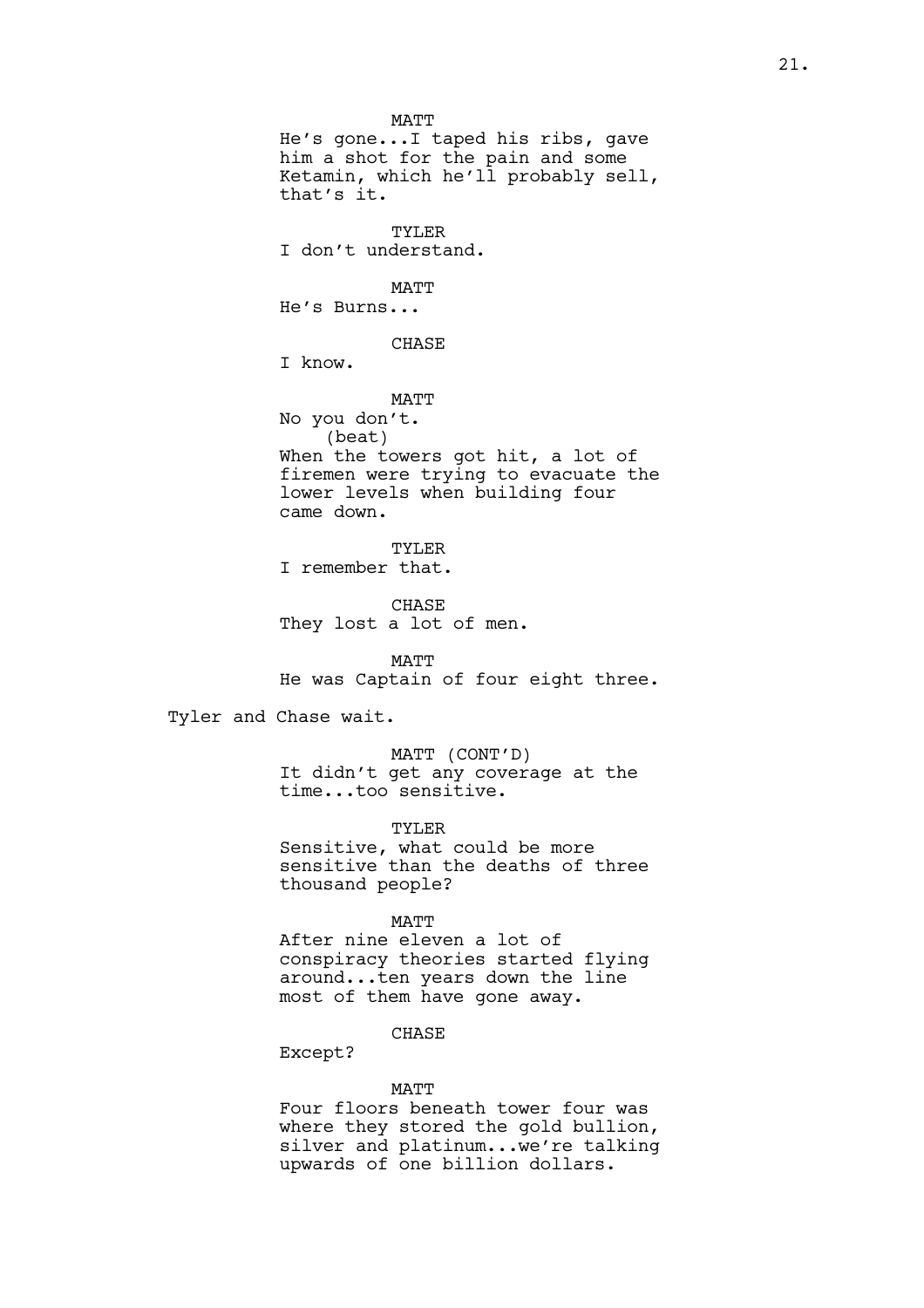MATT
He's gone...I taped his ribs, gave him a shot for the pain and some Ketamin, which he'll probably sell, that's it.

TYLER
I don't understand.

MATT
He's Burns...

CHASE
I know.

MATT
No you don't.
(beat)
When the towers got hit, a lot of firemen were trying to evacuate the lower levels when building four came down.

TYLER
I remember that.

CHASE
They lost a lot of men.

MATT
He was Captain of four eight three.

Tyler and Chase wait.

MATT (CONT'D)
It didn't get any coverage at the time...too sensitive.

TYLER
Sensitive, what could be more sensitive than the deaths of three thousand people?

MATT
After nine eleven a lot of conspiracy theories started flying around...ten years down the line most of them have gone away.

CHASE
Except?

MATT
Four floors beneath tower four was where they stored the gold bullion, silver and platinum...we're talking upwards of one billion dollars.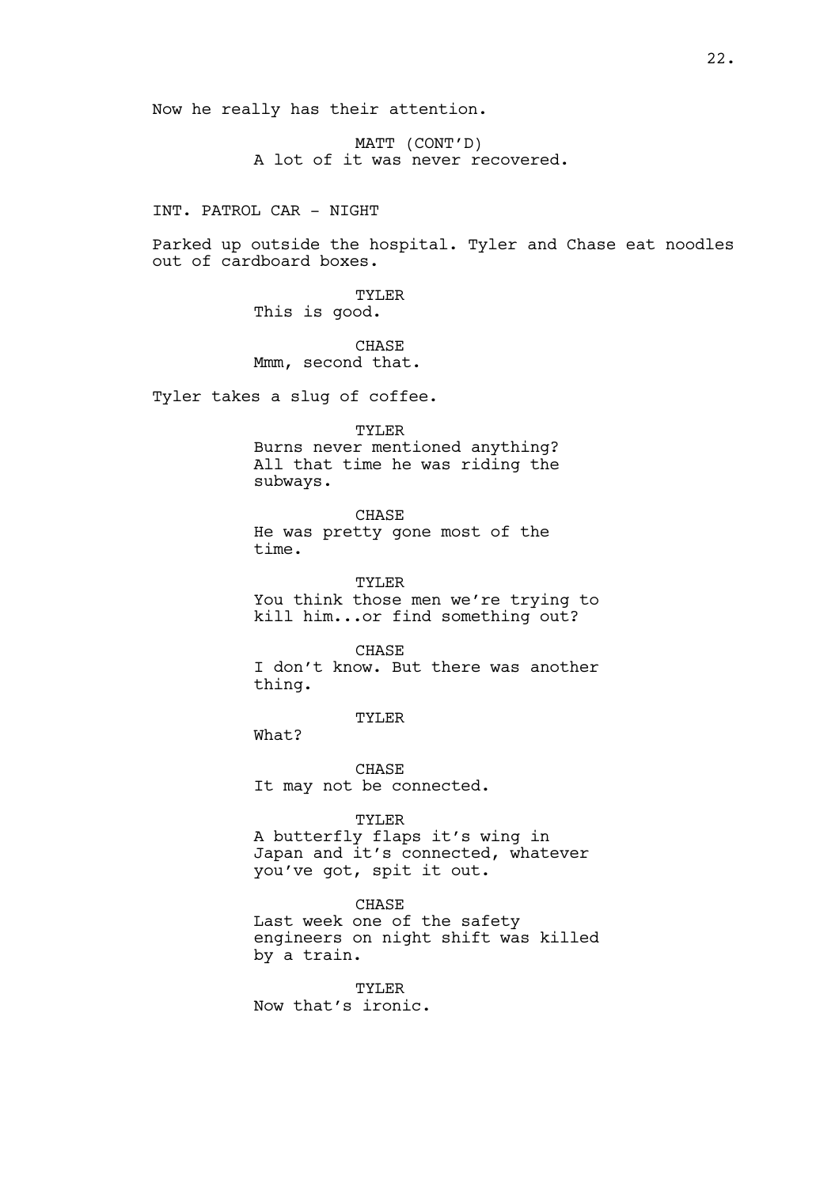Now he really has their attention.

MATT (CONT'D)
A lot of it was never recovered.

INT. PATROL CAR - NIGHT

Parked up outside the hospital. Tyler and Chase eat noodles out of cardboard boxes.

TYLER
This is good.

CHASE
Mmm, second that.

Tyler takes a slug of coffee.

TYLER
Burns never mentioned anything? All that time he was riding the subways.

CHASE
He was pretty gone most of the time.

TYLER
You think those men we're trying to kill him...or find something out?

CHASE
I don't know. But there was another thing.

TYLER
What?

CHASE
It may not be connected.

TYLER
A butterfly flaps it's wing in Japan and it's connected, whatever you've got, spit it out.

CHASE
Last week one of the safety engineers on night shift was killed by a train.

TYLER
Now that's ironic.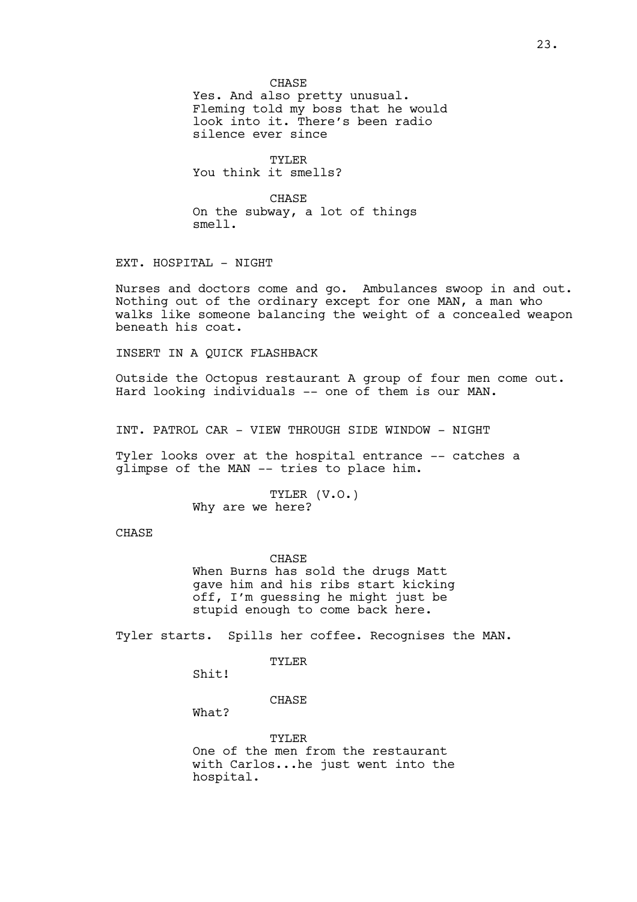CHASE
Yes. And also pretty unusual. Fleming told my boss that he would look into it. There's been radio silence ever since

TYLER
You think it smells?

CHASE
On the subway, a lot of things smell.

EXT. HOSPITAL - NIGHT

Nurses and doctors come and go. Ambulances swoop in and out. Nothing out of the ordinary except for one MAN, a man who walks like someone balancing the weight of a concealed weapon beneath his coat.

INSERT IN A QUICK FLASHBACK

Outside the Octopus restaurant A group of four men come out. Hard looking individuals -- one of them is our MAN.

INT. PATROL CAR - VIEW THROUGH SIDE WINDOW - NIGHT

Tyler looks over at the hospital entrance -- catches a glimpse of the MAN -- tries to place him.

TYLER (V.O.)
Why are we here?

CHASE

CHASE
When Burns has sold the drugs Matt gave him and his ribs start kicking off, I'm guessing he might just be stupid enough to come back here.

Tyler starts. Spills her coffee. Recognises the MAN.

TYLER
Shit!

CHASE
What?

TYLER
One of the men from the restaurant with Carlos...he just went into the hospital.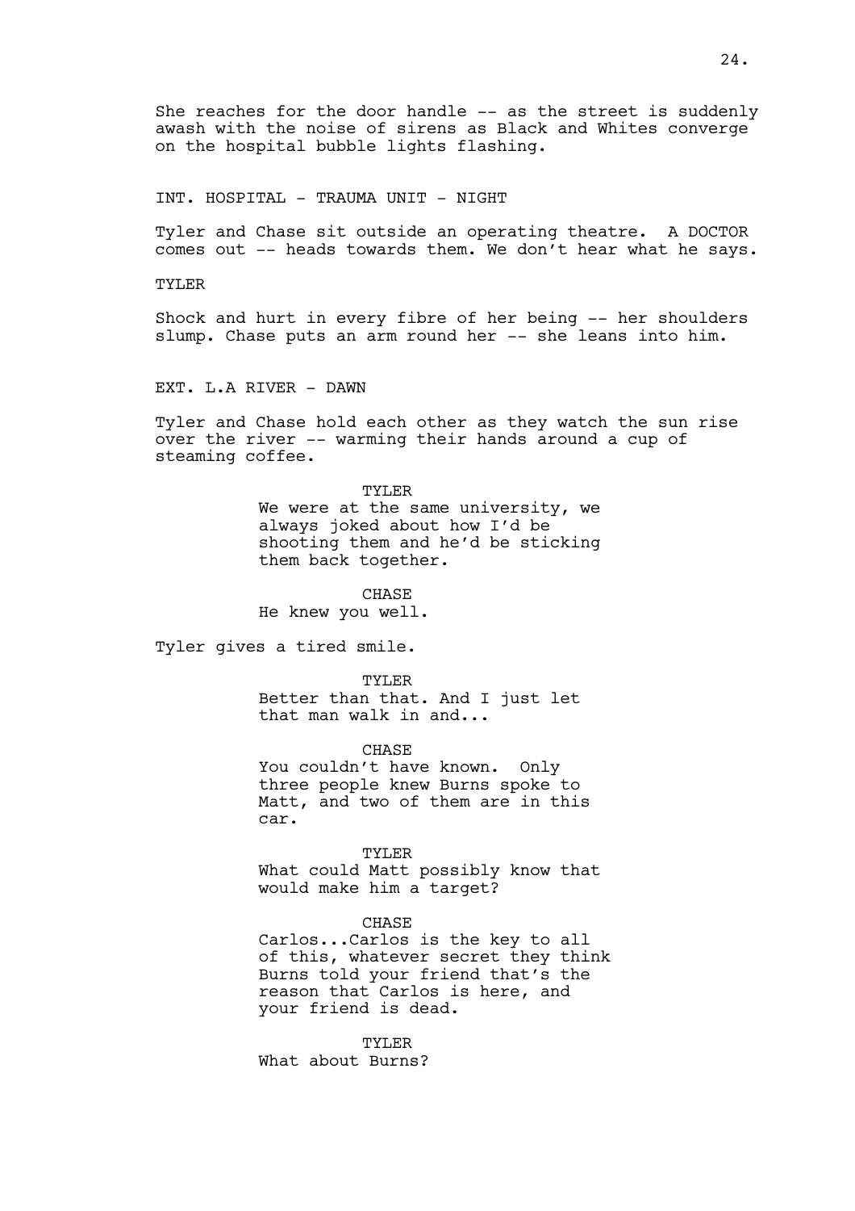She reaches for the door handle -- as the street is suddenly awash with the noise of sirens as Black and Whites converge on the hospital bubble lights flashing.

INT. HOSPITAL - TRAUMA UNIT - NIGHT

Tyler and Chase sit outside an operating theatre. A DOCTOR comes out -- heads towards them. We don't hear what he says.

TYLER

Shock and hurt in every fibre of her being -- her shoulders slump. Chase puts an arm round her -- she leans into him.

EXT. L.A RIVER - DAWN

Tyler and Chase hold each other as they watch the sun rise over the river -- warming their hands around a cup of steaming coffee.

TYLER
We were at the same university, we always joked about how I'd be shooting them and he'd be sticking them back together.

CHASE
He knew you well.

Tyler gives a tired smile.

TYLER
Better than that. And I just let that man walk in and...

CHASE
You couldn't have known. Only three people knew Burns spoke to Matt, and two of them are in this car.

TYLER
What could Matt possibly know that would make him a target?

CHASE
Carlos...Carlos is the key to all of this, whatever secret they think Burns told your friend that's the reason that Carlos is here, and your friend is dead.

TYLER
What about Burns?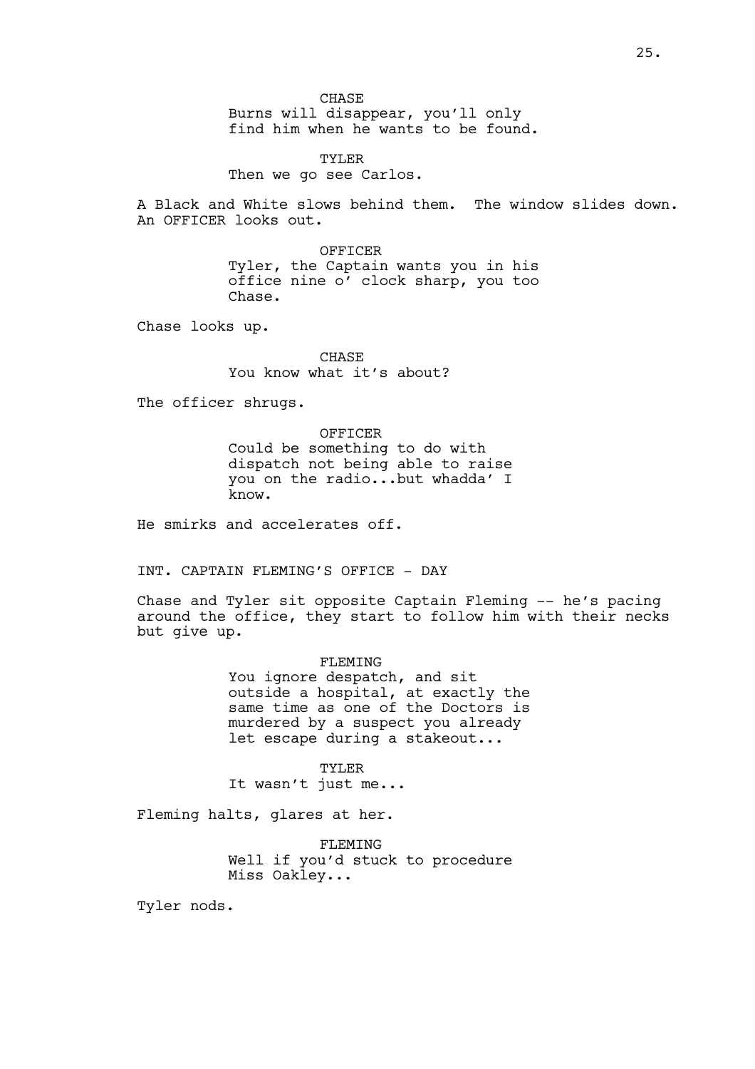CHASE
Burns will disappear, you'll only find him when he wants to be found.

TYLER
Then we go see Carlos.

A Black and White slows behind them. The window slides down. An OFFICER looks out.

OFFICER
Tyler, the Captain wants you in his office nine o' clock sharp, you too Chase.

Chase looks up.

CHASE
You know what it's about?

The officer shrugs.

OFFICER
Could be something to do with dispatch not being able to raise you on the radio...but whadda' I know.

He smirks and accelerates off.

INT. CAPTAIN FLEMING'S OFFICE - DAY

Chase and Tyler sit opposite Captain Fleming -- he's pacing around the office, they start to follow him with their necks but give up.

FLEMING
You ignore despatch, and sit outside a hospital, at exactly the same time as one of the Doctors is murdered by a suspect you already let escape during a stakeout...

TYLER
It wasn't just me...

Fleming halts, glares at her.

FLEMING
Well if you'd stuck to procedure Miss Oakley...

Tyler nods.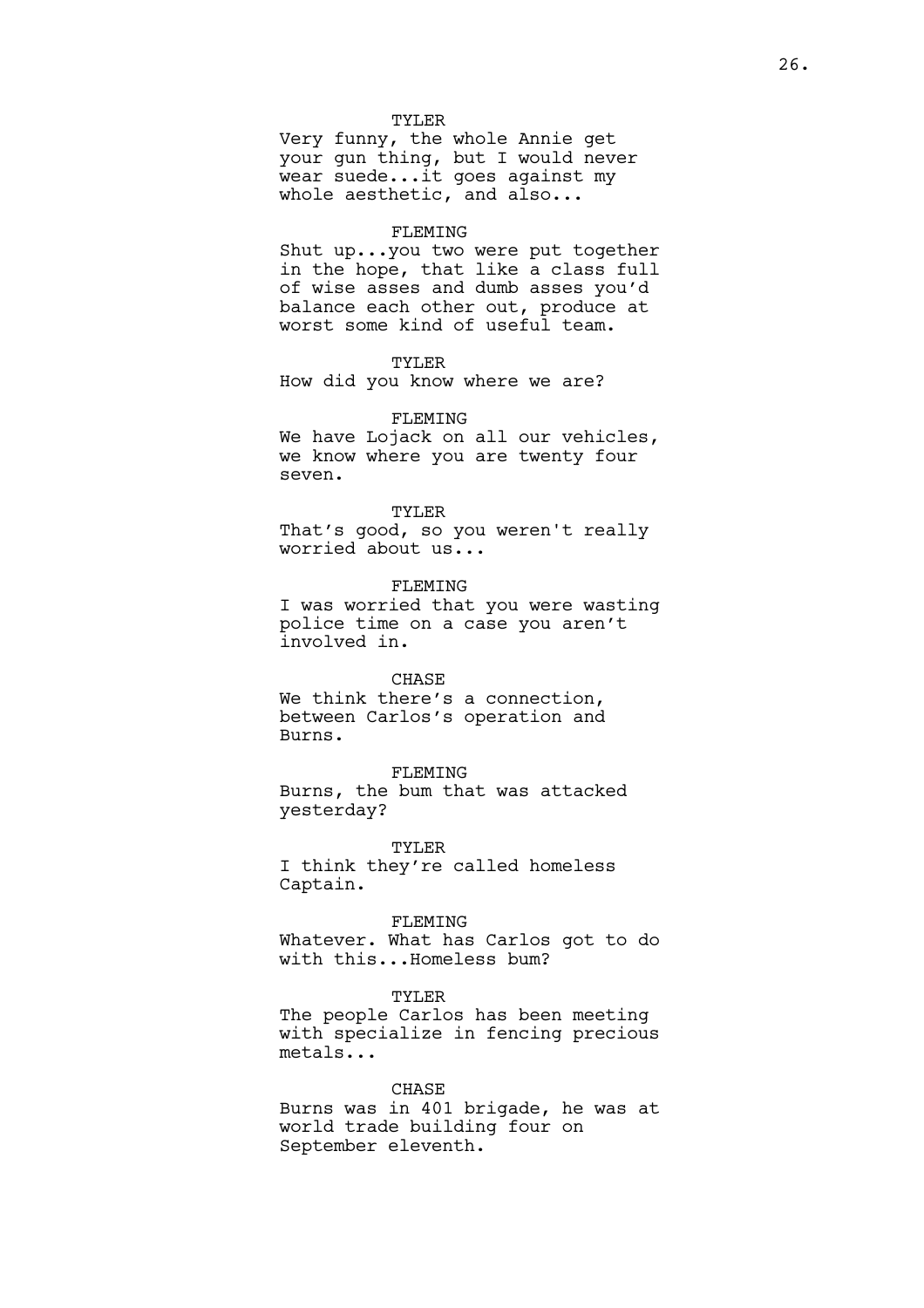TYLER

Very funny, the whole Annie get your gun thing, but I would never wear suede...it goes against my whole aesthetic, and also...

FLEMING

Shut up...you two were put together in the hope, that like a class full of wise asses and dumb asses you'd balance each other out, produce at worst some kind of useful team.

TYLER

How did you know where we are?

FLEMING

We have Lojack on all our vehicles, we know where you are twenty four seven.

TYLER

That's good, so you weren't really worried about us...

FLEMING

I was worried that you were wasting police time on a case you aren't involved in.

CHASE

We think there's a connection, between Carlos's operation and Burns.

FLEMING

Burns, the bum that was attacked yesterday?

TYLER

I think they're called homeless Captain.

FLEMING

Whatever. What has Carlos got to do with this...Homeless bum?

TYLER

The people Carlos has been meeting with specialize in fencing precious metals...

CHASE

Burns was in 401 brigade, he was at world trade building four on September eleventh.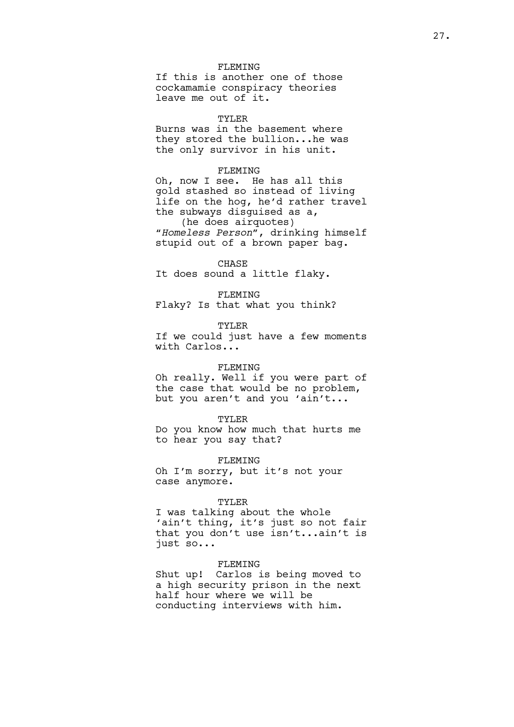FLEMING

If this is another one of those cockamamie conspiracy theories leave me out of it.

TYLER

Burns was in the basement where they stored the bullion...he was the only survivor in his unit.

FLEMING

Oh, now I see. He has all this gold stashed so instead of living life on the hog, he'd rather travel the subways disguised as a,

(he does airquotes)

"*Homeless Person*", drinking himself stupid out of a brown paper bag.

CHASE

It does sound a little flaky.

FLEMING

Flaky? Is that what you think?

TYLER

If we could just have a few moments with Carlos...

FLEMING

Oh really. Well if you were part of the case that would be no problem, but you aren't and you 'ain't...

TYLER

Do you know how much that hurts me to hear you say that?

FLEMING

Oh I'm sorry, but it's not your case anymore.

TYLER

I was talking about the whole 'ain't thing, it's just so not fair that you don't use isn't...ain't is just so...

FLEMING

Shut up! Carlos is being moved to a high security prison in the next half hour where we will be conducting interviews with him.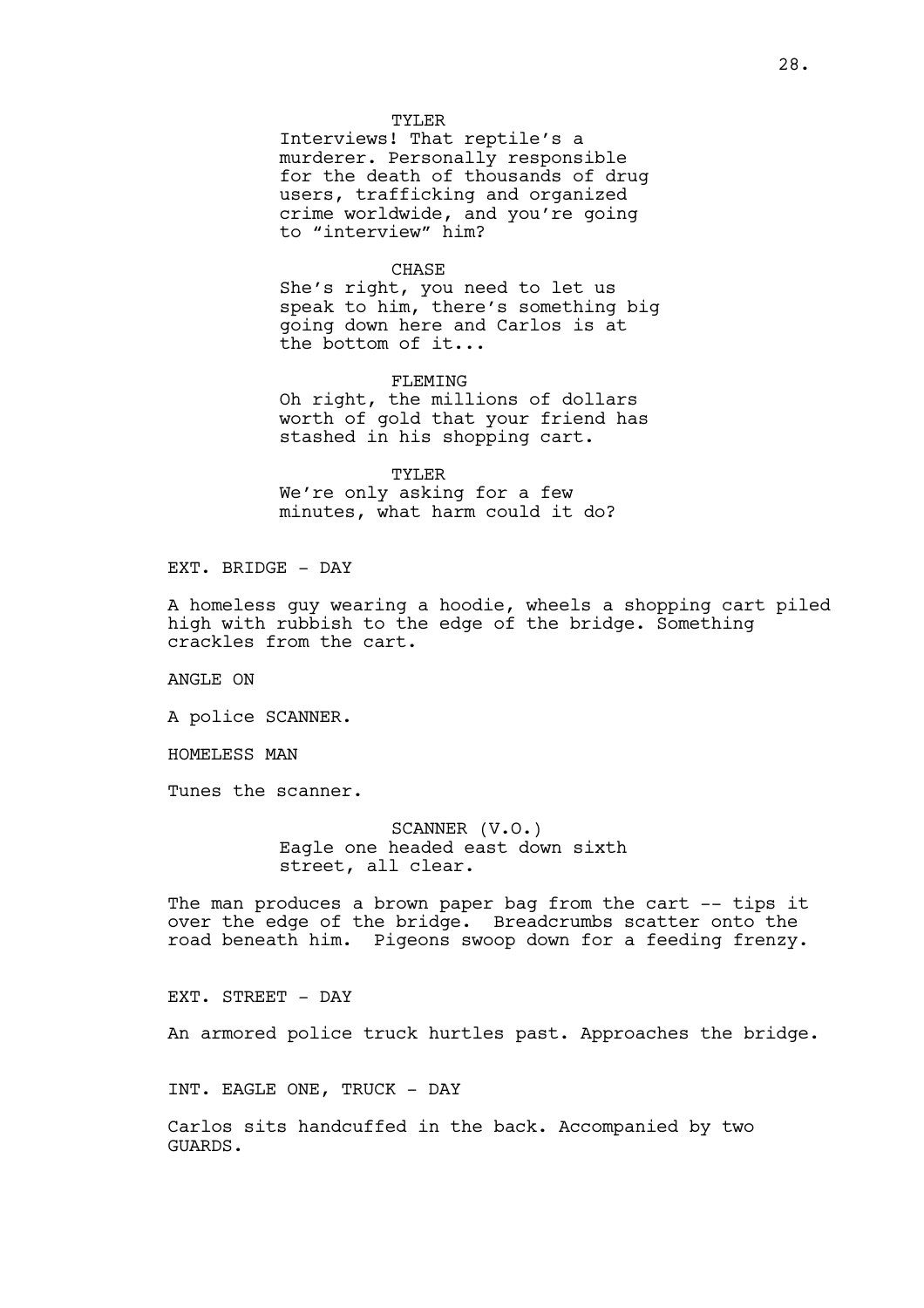TYLER

Interviews! That reptile's a murderer. Personally responsible for the death of thousands of drug users, trafficking and organized crime worldwide, and you're going to "interview" him?

CHASE

She's right, you need to let us speak to him, there's something big going down here and Carlos is at the bottom of it...

FLEMING

Oh right, the millions of dollars worth of gold that your friend has stashed in his shopping cart.

TYLER

We're only asking for a few minutes, what harm could it do?

EXT. BRIDGE - DAY

A homeless guy wearing a hoodie, wheels a shopping cart piled high with rubbish to the edge of the bridge. Something crackles from the cart.

ANGLE ON

A police SCANNER.

HOMELESS MAN

Tunes the scanner.

SCANNER (V.O.)

Eagle one headed east down sixth street, all clear.

The man produces a brown paper bag from the cart -- tips it over the edge of the bridge. Breadcrumbs scatter onto the road beneath him. Pigeons swoop down for a feeding frenzy.

EXT. STREET - DAY

An armored police truck hurtles past. Approaches the bridge.

INT. EAGLE ONE, TRUCK - DAY

Carlos sits handcuffed in the back. Accompanied by two GUARDS.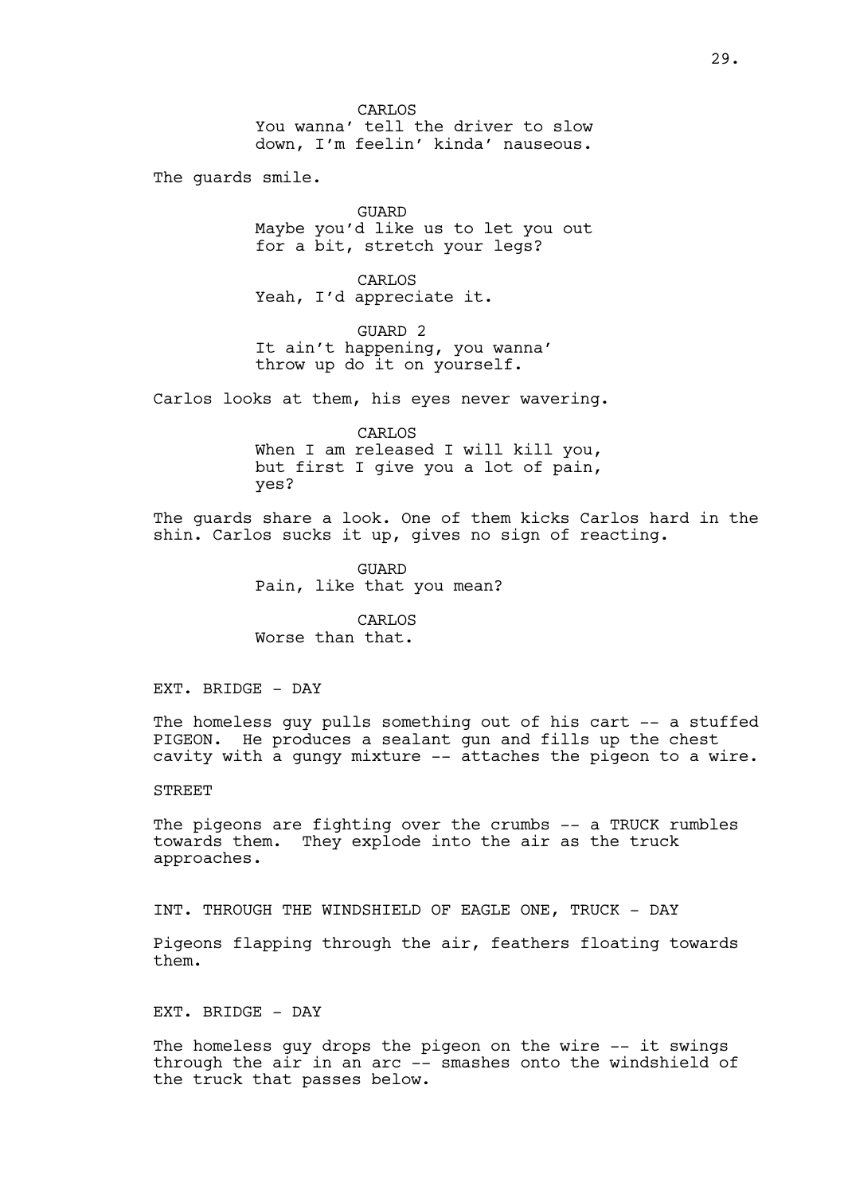CARLOS
You wanna' tell the driver to slow down, I'm feelin' kinda' nauseous.

The guards smile.

GUARD
Maybe you'd like us to let you out for a bit, stretch your legs?

CARLOS
Yeah, I'd appreciate it.

GUARD 2
It ain't happening, you wanna' throw up do it on yourself.

Carlos looks at them, his eyes never wavering.

CARLOS
When I am released I will kill you, but first I give you a lot of pain, yes?

The guards share a look. One of them kicks Carlos hard in the shin. Carlos sucks it up, gives no sign of reacting.

GUARD
Pain, like that you mean?

CARLOS
Worse than that.

EXT. BRIDGE - DAY

The homeless guy pulls something out of his cart -- a stuffed PIGEON. He produces a sealant gun and fills up the chest cavity with a gungy mixture -- attaches the pigeon to a wire.

STREET

The pigeons are fighting over the crumbs -- a TRUCK rumbles towards them. They explode into the air as the truck approaches.

INT. THROUGH THE WINDSHIELD OF EAGLE ONE, TRUCK - DAY

Pigeons flapping through the air, feathers floating towards them.

EXT. BRIDGE - DAY

The homeless guy drops the pigeon on the wire -- it swings through the air in an arc -- smashes onto the windshield of the truck that passes below.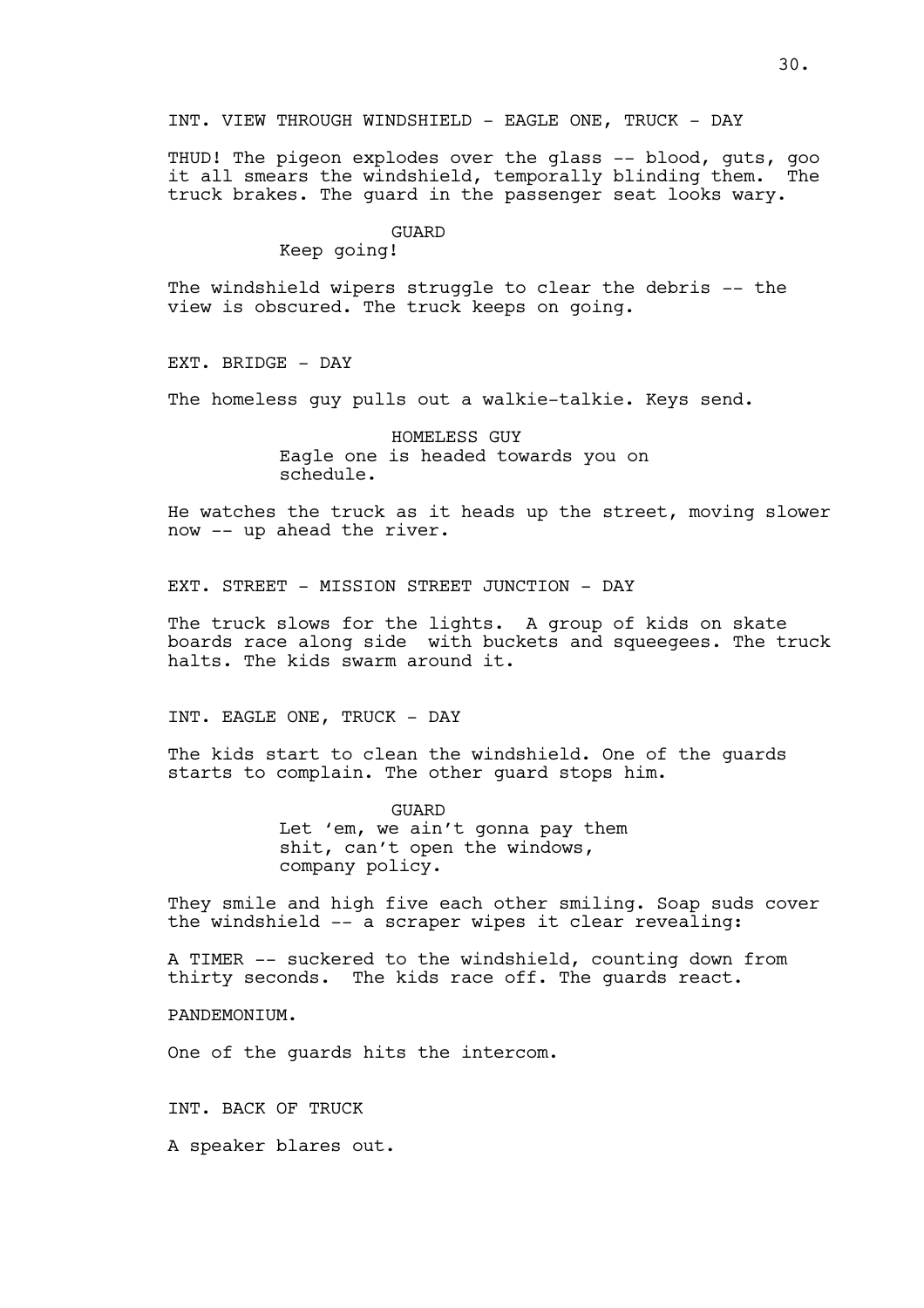INT. VIEW THROUGH WINDSHIELD - EAGLE ONE, TRUCK - DAY

THUD! The pigeon explodes over the glass -- blood, guts, goo it all smears the windshield, temporally blinding them. The truck brakes. The guard in the passenger seat looks wary.

GUARD

Keep going!

The windshield wipers struggle to clear the debris -- the view is obscured. The truck keeps on going.

EXT. BRIDGE - DAY

The homeless guy pulls out a walkie-talkie. Keys send.

HOMELESS GUY

Eagle one is headed towards you on schedule.

He watches the truck as it heads up the street, moving slower now -- up ahead the river.

EXT. STREET - MISSION STREET JUNCTION - DAY

The truck slows for the lights. A group of kids on skate boards race along side with buckets and squeegees. The truck halts. The kids swarm around it.

INT. EAGLE ONE, TRUCK - DAY

The kids start to clean the windshield. One of the guards starts to complain. The other guard stops him.

GUARD

Let 'em, we ain't gonna pay them shit, can't open the windows, company policy.

They smile and high five each other smiling. Soap suds cover the windshield -- a scraper wipes it clear revealing:

A TIMER -- suckered to the windshield, counting down from thirty seconds. The kids race off. The guards react.

PANDEMONIUM.

One of the guards hits the intercom.

INT. BACK OF TRUCK

A speaker blares out.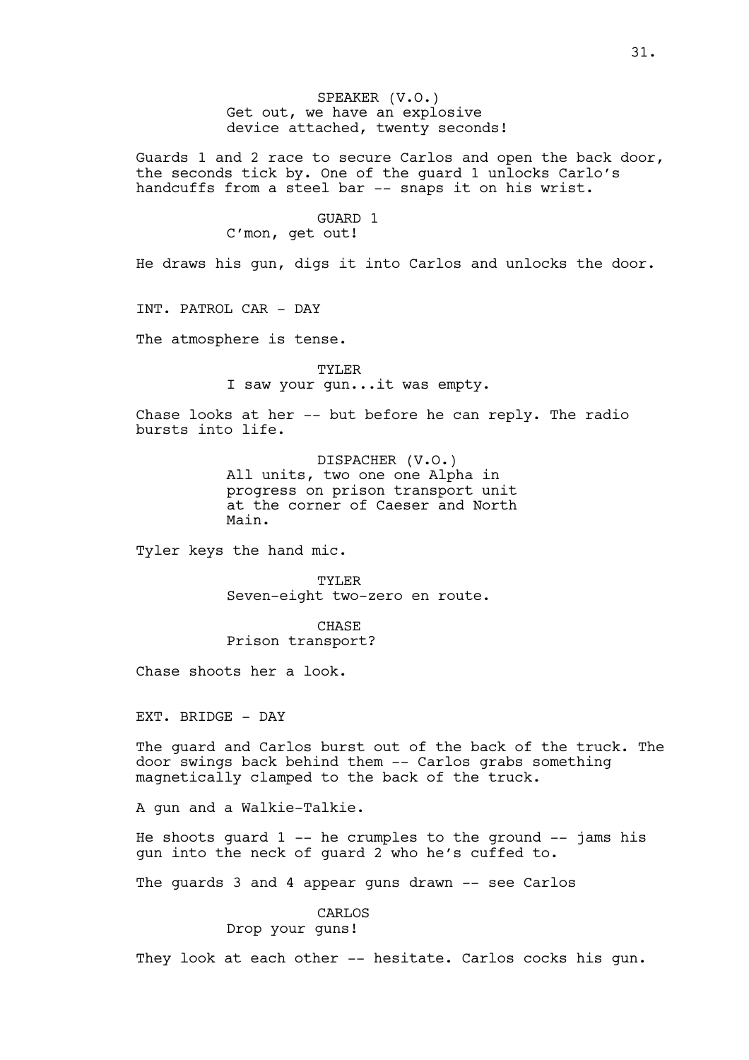SPEAKER (V.O.)
Get out, we have an explosive device attached, twenty seconds!

Guards 1 and 2 race to secure Carlos and open the back door, the seconds tick by. One of the guard 1 unlocks Carlo's handcuffs from a steel bar -- snaps it on his wrist.

GUARD 1
C'mon, get out!

He draws his gun, digs it into Carlos and unlocks the door.

INT. PATROL CAR - DAY

The atmosphere is tense.

TYLER
I saw your gun...it was empty.

Chase looks at her -- but before he can reply. The radio bursts into life.

DISPACHER (V.O.)
All units, two one one Alpha in progress on prison transport unit at the corner of Caeser and North Main.

Tyler keys the hand mic.

TYLER
Seven-eight two-zero en route.

CHASE
Prison transport?

Chase shoots her a look.

EXT. BRIDGE - DAY

The guard and Carlos burst out of the back of the truck. The door swings back behind them -- Carlos grabs something magnetically clamped to the back of the truck.

A gun and a Walkie-Talkie.

He shoots guard 1 -- he crumples to the ground -- jams his gun into the neck of guard 2 who he's cuffed to.

The guards 3 and 4 appear guns drawn -- see Carlos

CARLOS
Drop your guns!

They look at each other -- hesitate. Carlos cocks his gun.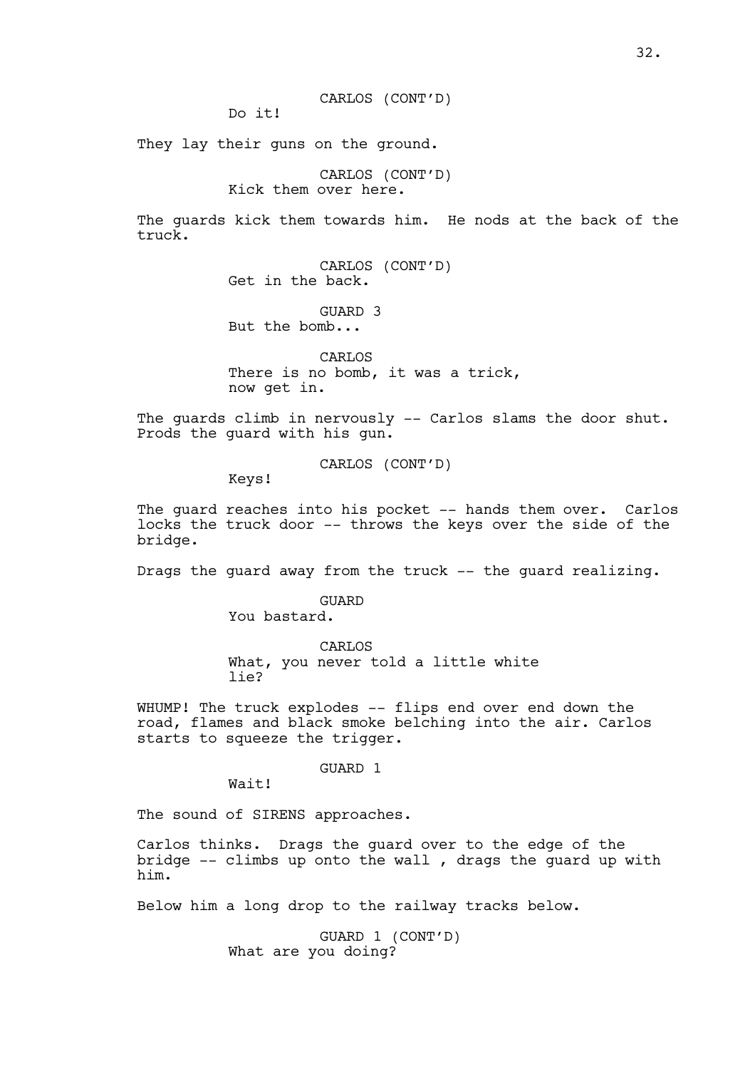CARLOS (CONT'D)
Do it!

They lay their guns on the ground.

CARLOS (CONT'D)
Kick them over here.

The guards kick them towards him. He nods at the back of the truck.

CARLOS (CONT'D)
Get in the back.

GUARD 3
But the bomb...

CARLOS
There is no bomb, it was a trick, now get in.

The guards climb in nervously -- Carlos slams the door shut. Prods the guard with his gun.

CARLOS (CONT'D)
Keys!

The guard reaches into his pocket -- hands them over. Carlos locks the truck door -- throws the keys over the side of the bridge.

Drags the guard away from the truck -- the guard realizing.

GUARD
You bastard.

CARLOS
What, you never told a little white lie?

WHUMP! The truck explodes -- flips end over end down the road, flames and black smoke belching into the air. Carlos starts to squeeze the trigger.

GUARD 1
Wait!

The sound of SIRENS approaches.

Carlos thinks. Drags the guard over to the edge of the bridge -- climbs up onto the wall , drags the guard up with him.

Below him a long drop to the railway tracks below.

GUARD 1 (CONT'D)
What are you doing?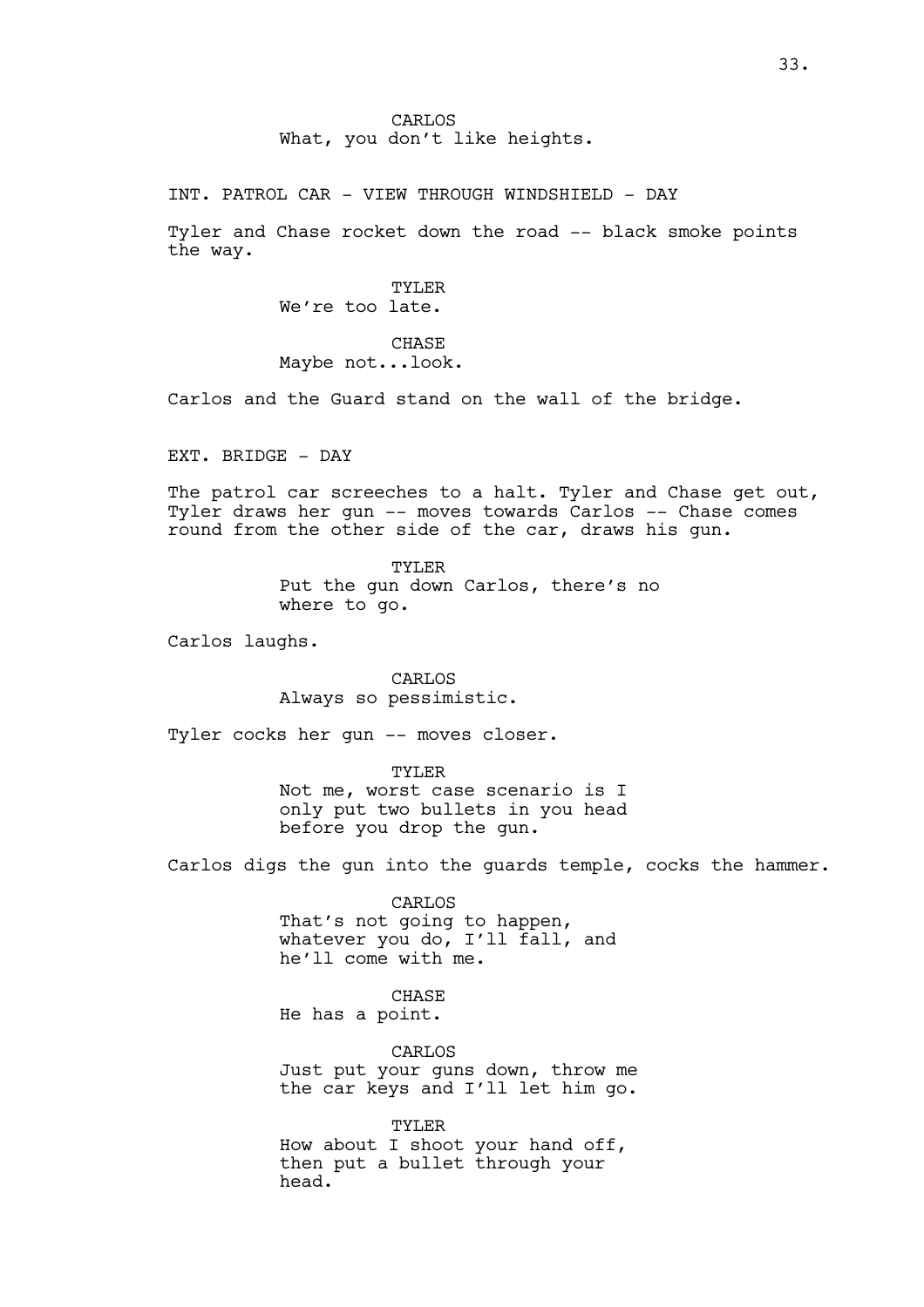CARLOS
What, you don't like heights.

INT. PATROL CAR - VIEW THROUGH WINDSHIELD - DAY

Tyler and Chase rocket down the road -- black smoke points the way.

TYLER
We're too late.

CHASE
Maybe not...look.

Carlos and the Guard stand on the wall of the bridge.

EXT. BRIDGE - DAY

The patrol car screeches to a halt. Tyler and Chase get out, Tyler draws her gun -- moves towards Carlos -- Chase comes round from the other side of the car, draws his gun.

TYLER
Put the gun down Carlos, there's no where to go.

Carlos laughs.

CARLOS
Always so pessimistic.

Tyler cocks her gun -- moves closer.

TYLER
Not me, worst case scenario is I only put two bullets in you head before you drop the gun.

Carlos digs the gun into the guards temple, cocks the hammer.

CARLOS
That's not going to happen, whatever you do, I'll fall, and he'll come with me.

CHASE
He has a point.

CARLOS
Just put your guns down, throw me the car keys and I'll let him go.

TYLER
How about I shoot your hand off, then put a bullet through your head.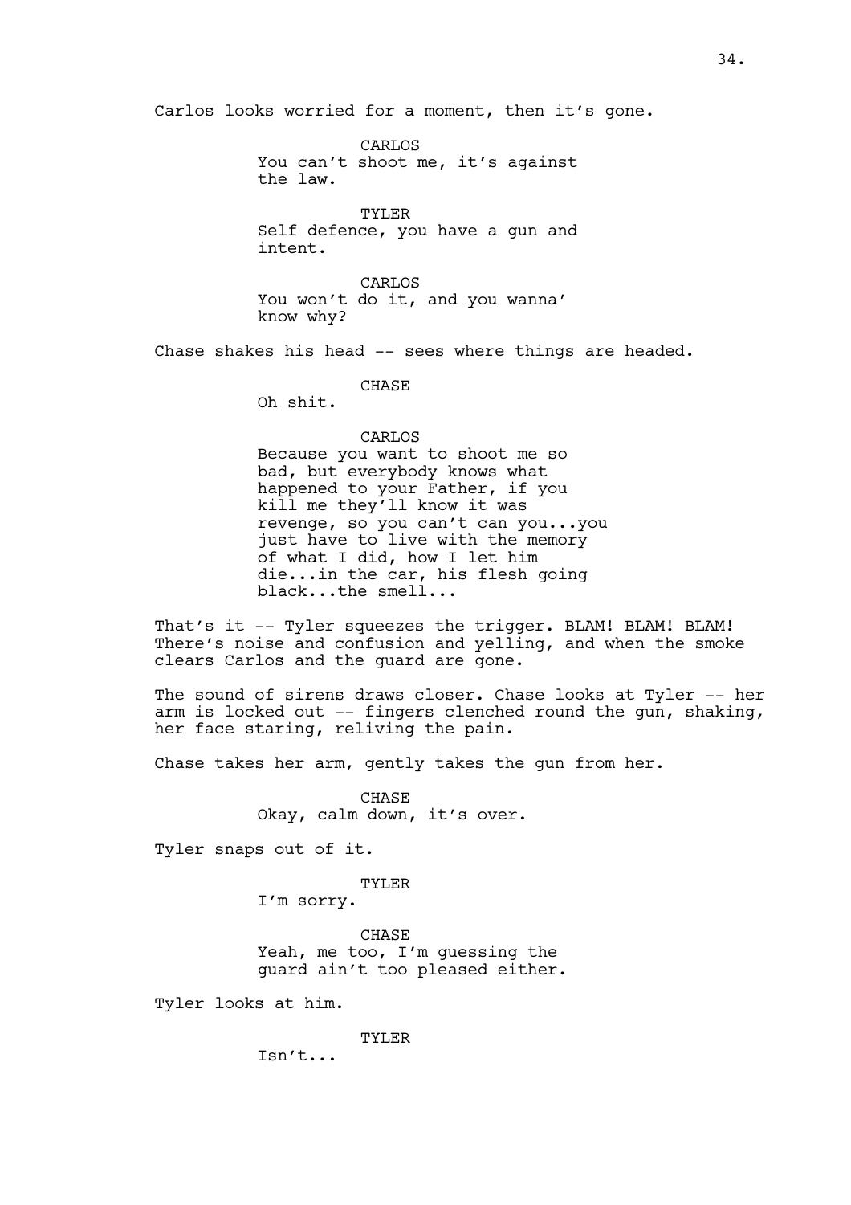Carlos looks worried for a moment, then it's gone.

CARLOS
You can't shoot me, it's against the law.

TYLER
Self defence, you have a gun and intent.

CARLOS
You won't do it, and you wanna' know why?

Chase shakes his head -- sees where things are headed.

CHASE
Oh shit.

CARLOS
Because you want to shoot me so bad, but everybody knows what happened to your Father, if you kill me they'll know it was revenge, so you can't can you...you just have to live with the memory of what I did, how I let him die...in the car, his flesh going black...the smell...

That's it -- Tyler squeezes the trigger. BLAM! BLAM! BLAM! There's noise and confusion and yelling, and when the smoke clears Carlos and the guard are gone.

The sound of sirens draws closer. Chase looks at Tyler -- her arm is locked out -- fingers clenched round the gun, shaking, her face staring, reliving the pain.

Chase takes her arm, gently takes the gun from her.

CHASE
Okay, calm down, it's over.

Tyler snaps out of it.

TYLER
I'm sorry.

CHASE
Yeah, me too, I'm guessing the guard ain't too pleased either.

Tyler looks at him.

TYLER
Isn't...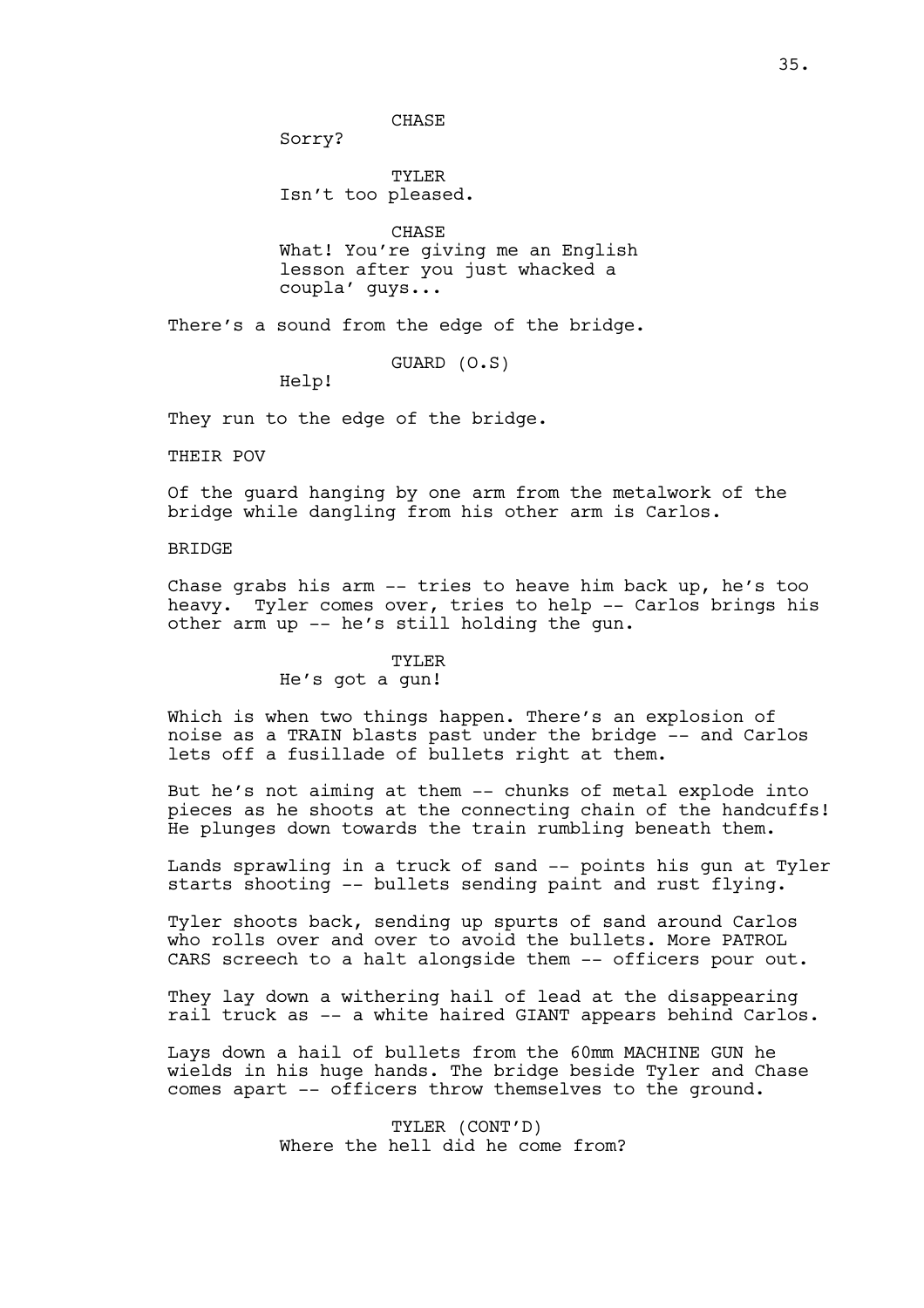CHASE

Sorry?

TYLER

Isn't too pleased.

CHASE

What! You're giving me an English lesson after you just whacked a coupla' guys...

There's a sound from the edge of the bridge.

GUARD (O.S)

Help!

They run to the edge of the bridge.

THEIR POV

Of the guard hanging by one arm from the metalwork of the bridge while dangling from his other arm is Carlos.

BRIDGE

Chase grabs his arm -- tries to heave him back up, he's too heavy. Tyler comes over, tries to help -- Carlos brings his other arm up -- he's still holding the gun.

TYLER

He's got a gun!

Which is when two things happen. There's an explosion of noise as a TRAIN blasts past under the bridge -- and Carlos lets off a fusillade of bullets right at them.

But he's not aiming at them -- chunks of metal explode into pieces as he shoots at the connecting chain of the handcuffs! He plunges down towards the train rumbling beneath them.

Lands sprawling in a truck of sand -- points his gun at Tyler starts shooting -- bullets sending paint and rust flying.

Tyler shoots back, sending up spurts of sand around Carlos who rolls over and over to avoid the bullets. More PATROL CARS screech to a halt alongside them -- officers pour out.

They lay down a withering hail of lead at the disappearing rail truck as -- a white haired GIANT appears behind Carlos.

Lays down a hail of bullets from the 60mm MACHINE GUN he wields in his huge hands. The bridge beside Tyler and Chase comes apart -- officers throw themselves to the ground.

TYLER (CONT'D)

Where the hell did he come from?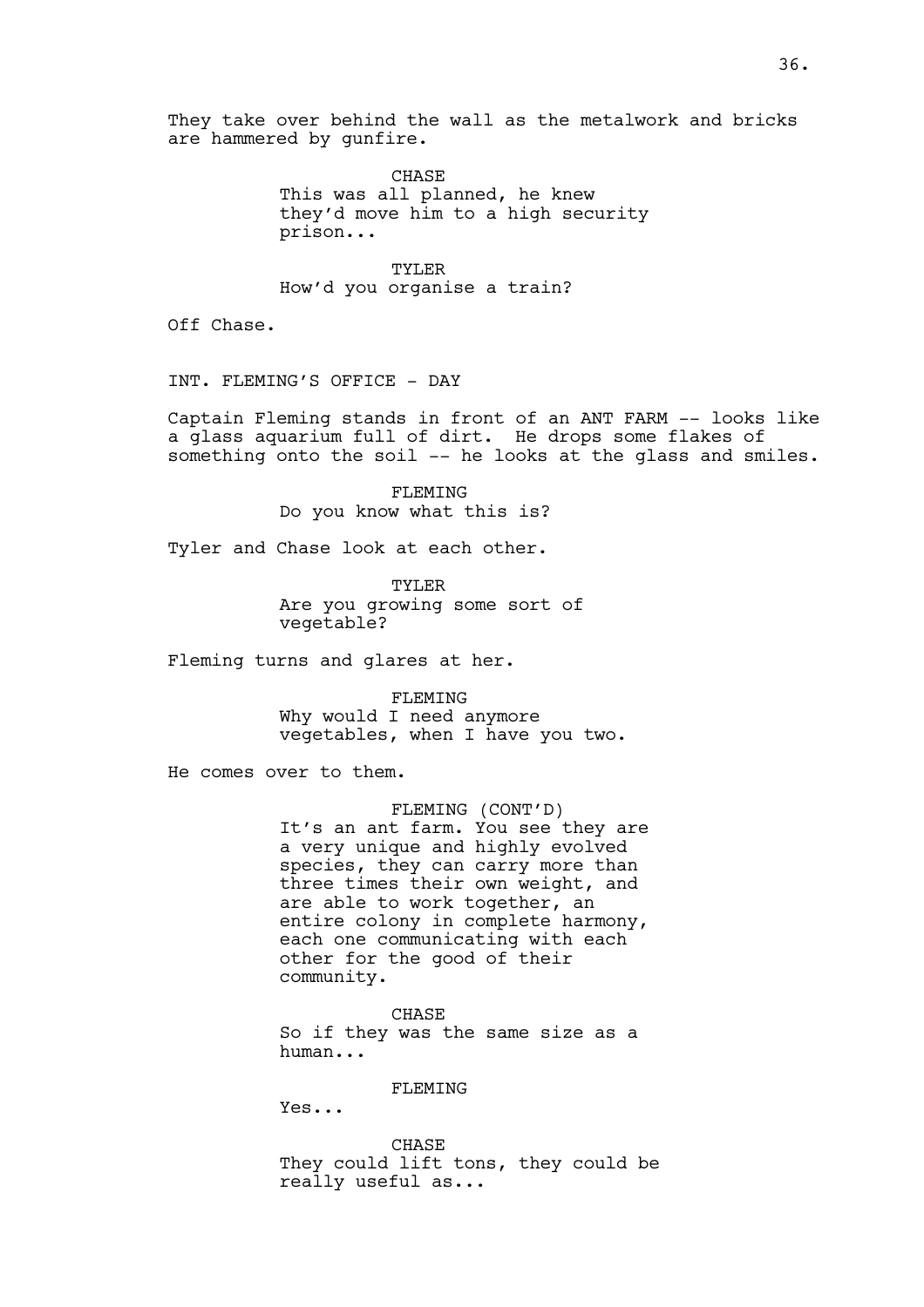They take over behind the wall as the metalwork and bricks are hammered by gunfire.

CHASE
This was all planned, he knew they'd move him to a high security prison...

TYLER
How'd you organise a train?

Off Chase.

INT. FLEMING'S OFFICE - DAY

Captain Fleming stands in front of an ANT FARM -- looks like a glass aquarium full of dirt. He drops some flakes of something onto the soil -- he looks at the glass and smiles.

FLEMING
Do you know what this is?

Tyler and Chase look at each other.

TYLER
Are you growing some sort of vegetable?

Fleming turns and glares at her.

FLEMING
Why would I need anymore vegetables, when I have you two.

He comes over to them.

FLEMING (CONT'D)
It's an ant farm. You see they are a very unique and highly evolved species, they can carry more than three times their own weight, and are able to work together, an entire colony in complete harmony, each one communicating with each other for the good of their community.

CHASE
So if they was the same size as a human...

FLEMING
Yes...

CHASE
They could lift tons, they could be really useful as...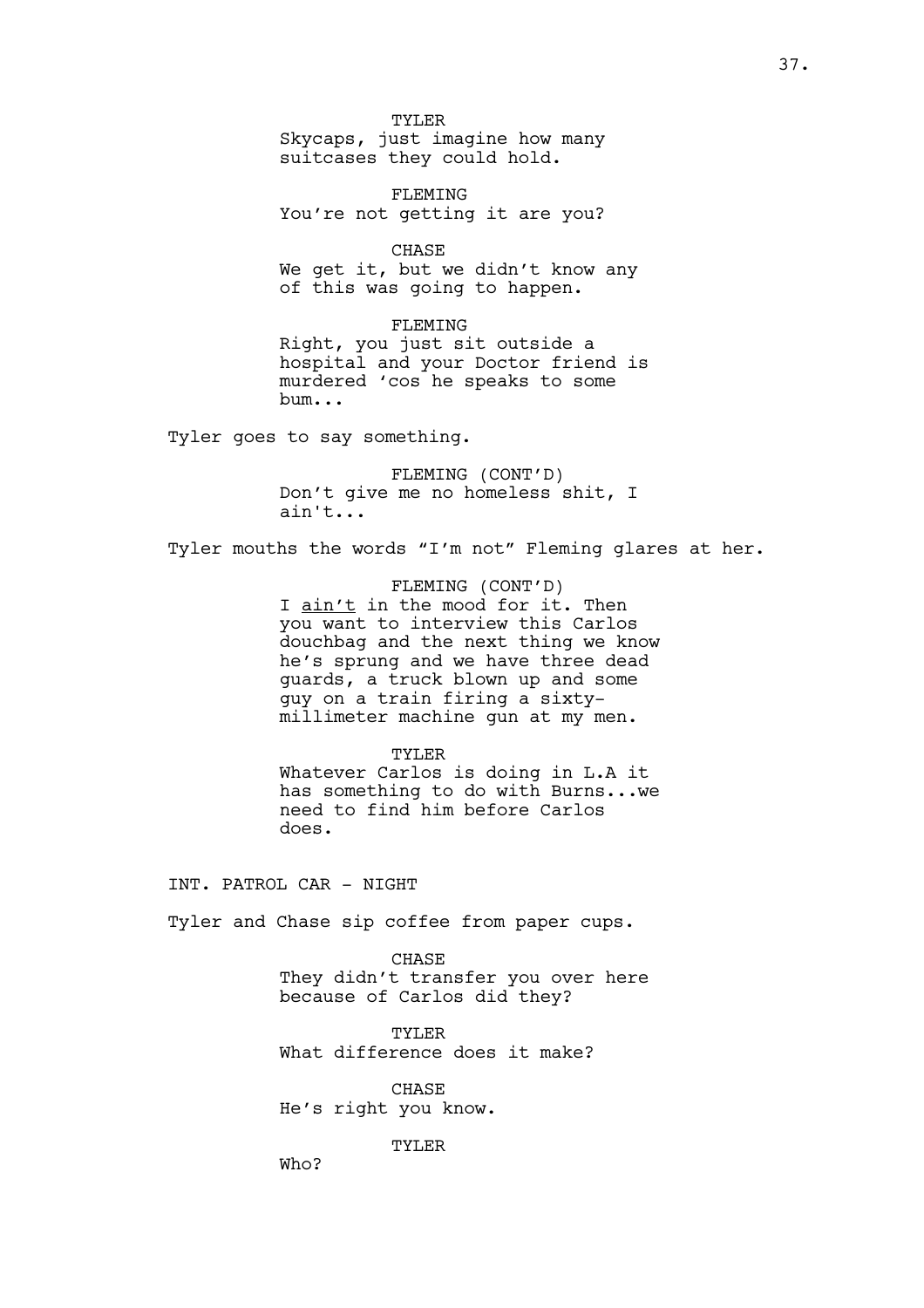TYLER
Skycaps, just imagine how many suitcases they could hold.

FLEMING
You're not getting it are you?

CHASE
We get it, but we didn't know any of this was going to happen.

FLEMING
Right, you just sit outside a hospital and your Doctor friend is murdered 'cos he speaks to some bum...

Tyler goes to say something.

FLEMING (CONT'D)
Don't give me no homeless shit, I ain't...

Tyler mouths the words "I'm not" Fleming glares at her.

FLEMING (CONT'D)
I <u>ain't</u> in the mood for it. Then you want to interview this Carlos douchbag and the next thing we know he's sprung and we have three dead guards, a truck blown up and some guy on a train firing a sixty-millimeter machine gun at my men.

TYLER
Whatever Carlos is doing in L.A it has something to do with Burns...we need to find him before Carlos does.

INT. PATROL CAR - NIGHT

Tyler and Chase sip coffee from paper cups.

CHASE
They didn't transfer you over here because of Carlos did they?

TYLER
What difference does it make?

CHASE
He's right you know.

TYLER
Who?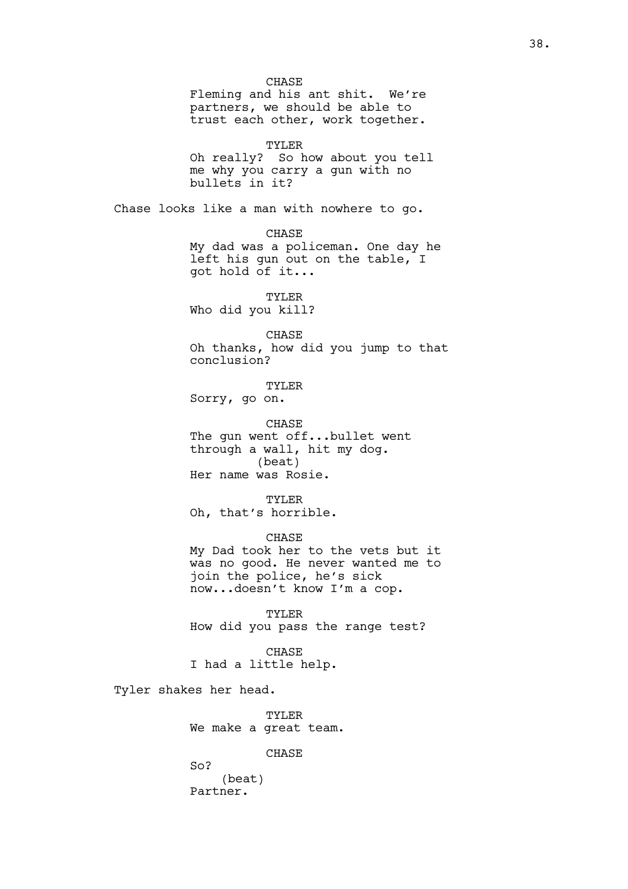CHASE
Fleming and his ant shit. We're partners, we should be able to trust each other, work together.

TYLER
Oh really? So how about you tell me why you carry a gun with no bullets in it?

Chase looks like a man with nowhere to go.

CHASE
My dad was a policeman. One day he left his gun out on the table, I got hold of it...

TYLER
Who did you kill?

CHASE
Oh thanks, how did you jump to that conclusion?

TYLER
Sorry, go on.

CHASE
The gun went off...bullet went through a wall, hit my dog.
(beat)
Her name was Rosie.

TYLER
Oh, that's horrible.

CHASE
My Dad took her to the vets but it was no good. He never wanted me to join the police, he's sick now...doesn't know I'm a cop.

TYLER
How did you pass the range test?

CHASE
I had a little help.

Tyler shakes her head.

TYLER
We make a great team.

CHASE
So?
(beat)
Partner.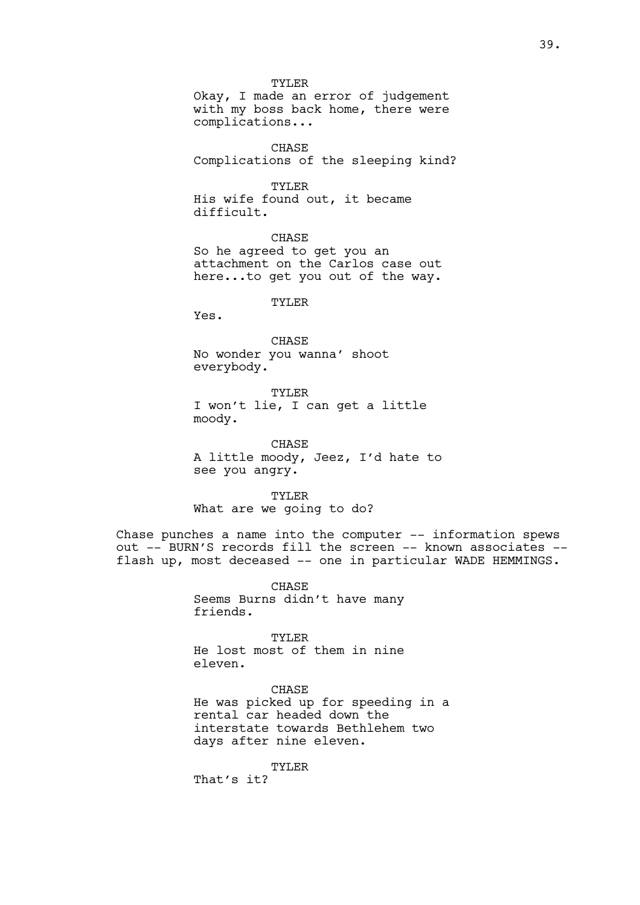TYLER
Okay, I made an error of judgement with my boss back home, there were complications...

CHASE
Complications of the sleeping kind?

TYLER
His wife found out, it became difficult.

CHASE
So he agreed to get you an attachment on the Carlos case out here...to get you out of the way.

TYLER
Yes.

CHASE
No wonder you wanna' shoot everybody.

TYLER
I won't lie, I can get a little moody.

CHASE
A little moody, Jeez, I'd hate to see you angry.

TYLER
What are we going to do?

Chase punches a name into the computer -- information spews out -- BURN'S records fill the screen -- known associates -- flash up, most deceased -- one in particular WADE HEMMINGS.

CHASE
Seems Burns didn't have many friends.

TYLER
He lost most of them in nine eleven.

CHASE
He was picked up for speeding in a rental car headed down the interstate towards Bethlehem two days after nine eleven.

TYLER
That's it?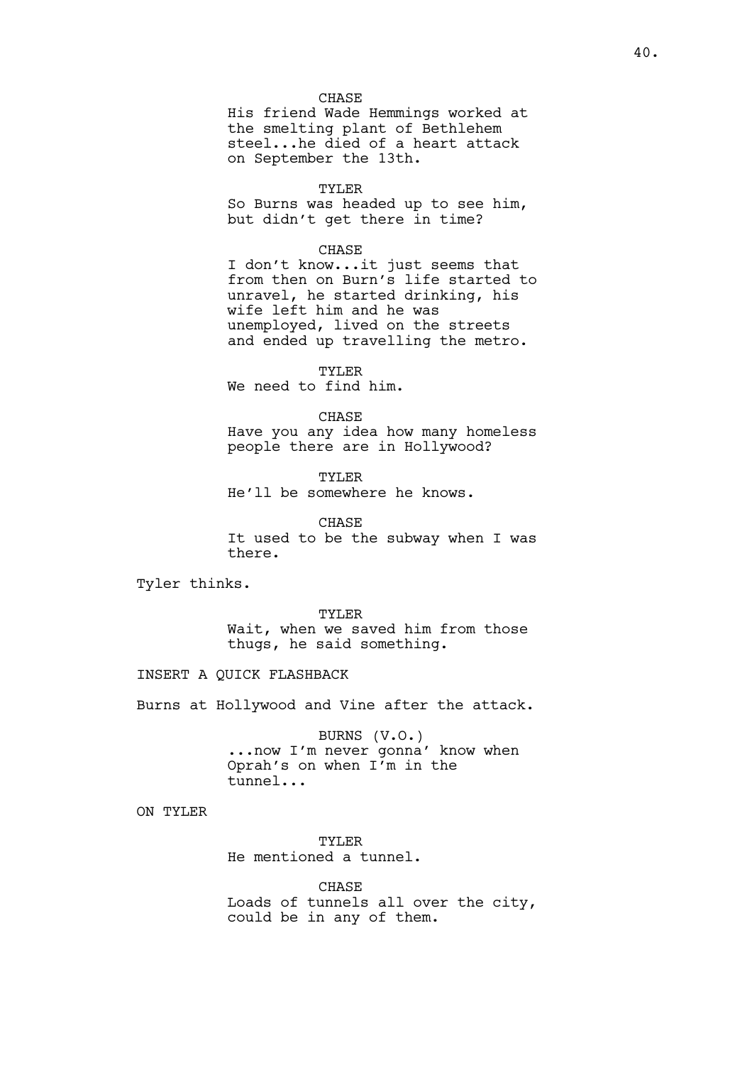CHASE

His friend Wade Hemmings worked at the smelting plant of Bethlehem steel...he died of a heart attack on September the 13th.

TYLER

So Burns was headed up to see him, but didn't get there in time?

CHASE

I don't know...it just seems that from then on Burn's life started to unravel, he started drinking, his wife left him and he was unemployed, lived on the streets and ended up travelling the metro.

TYLER

We need to find him.

CHASE

Have you any idea how many homeless people there are in Hollywood?

TYLER

He'll be somewhere he knows.

CHASE

It used to be the subway when I was there.

Tyler thinks.

TYLER

Wait, when we saved him from those thugs, he said something.

INSERT A QUICK FLASHBACK

Burns at Hollywood and Vine after the attack.

BURNS (V.O.)

...now I'm never gonna' know when Oprah's on when I'm in the tunnel...

ON TYLER

TYLER

He mentioned a tunnel.

CHASE

Loads of tunnels all over the city, could be in any of them.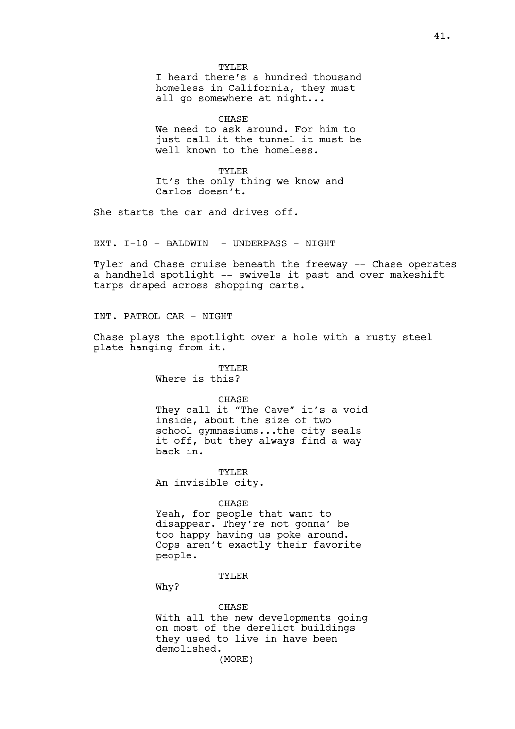TYLER
I heard there's a hundred thousand homeless in California, they must all go somewhere at night...

CHASE
We need to ask around. For him to just call it the tunnel it must be well known to the homeless.

TYLER
It's the only thing we know and Carlos doesn't.

She starts the car and drives off.

EXT. I-10 - BALDWIN - UNDERPASS - NIGHT

Tyler and Chase cruise beneath the freeway -- Chase operates a handheld spotlight -- swivels it past and over makeshift tarps draped across shopping carts.

INT. PATROL CAR - NIGHT

Chase plays the spotlight over a hole with a rusty steel plate hanging from it.

TYLER
Where is this?

CHASE
They call it "The Cave" it's a void inside, about the size of two school gymnasiums...the city seals it off, but they always find a way back in.

TYLER
An invisible city.

CHASE
Yeah, for people that want to disappear. They're not gonna' be too happy having us poke around. Cops aren't exactly their favorite people.

TYLER
Why?

CHASE
With all the new developments going on most of the derelict buildings they used to live in have been demolished.
(MORE)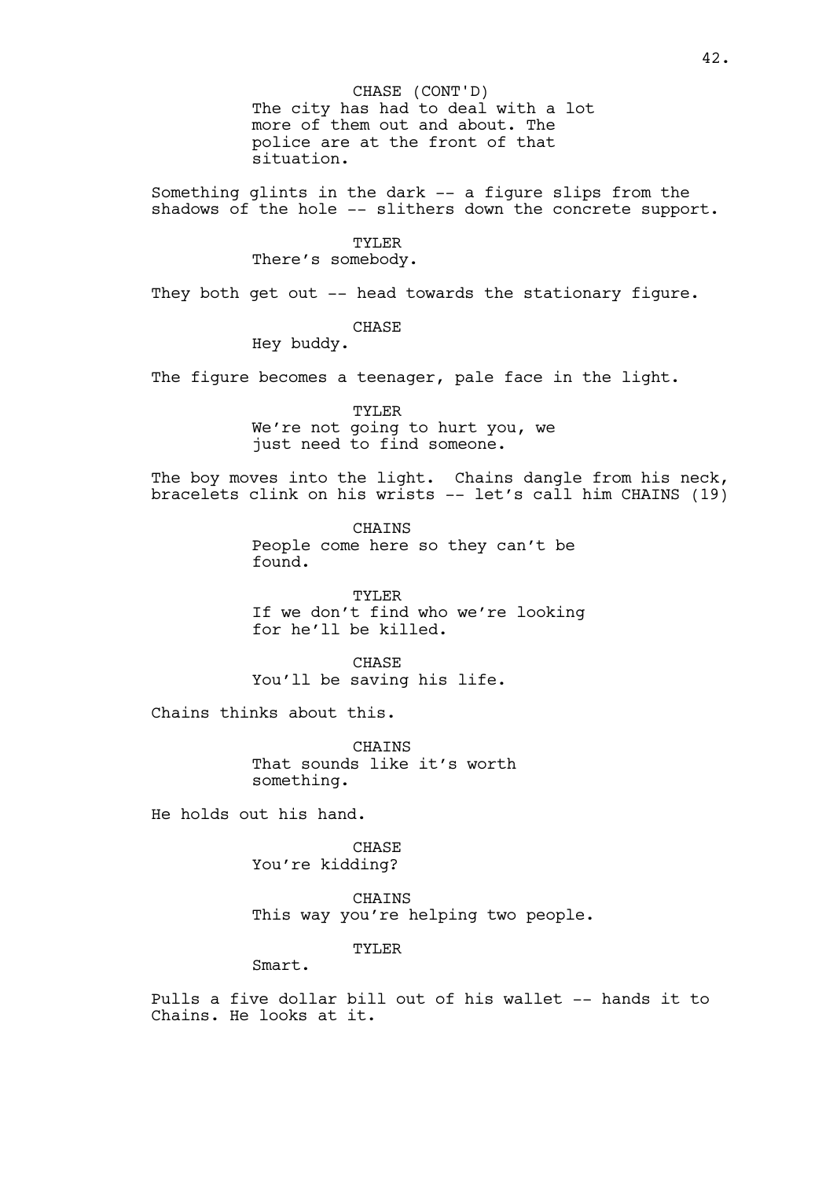CHASE (CONT'D)
The city has had to deal with a lot more of them out and about. The police are at the front of that situation.

Something glints in the dark -- a figure slips from the shadows of the hole -- slithers down the concrete support.

TYLER
There's somebody.

They both get out -- head towards the stationary figure.

CHASE
Hey buddy.

The figure becomes a teenager, pale face in the light.

TYLER
We're not going to hurt you, we just need to find someone.

The boy moves into the light. Chains dangle from his neck, bracelets clink on his wrists -- let's call him CHAINS (19)

CHAINS
People come here so they can't be found.

TYLER
If we don't find who we're looking for he'll be killed.

CHASE
You'll be saving his life.

Chains thinks about this.

CHAINS
That sounds like it's worth something.

He holds out his hand.

CHASE
You're kidding?

CHAINS
This way you're helping two people.

TYLER
Smart.

Pulls a five dollar bill out of his wallet -- hands it to Chains. He looks at it.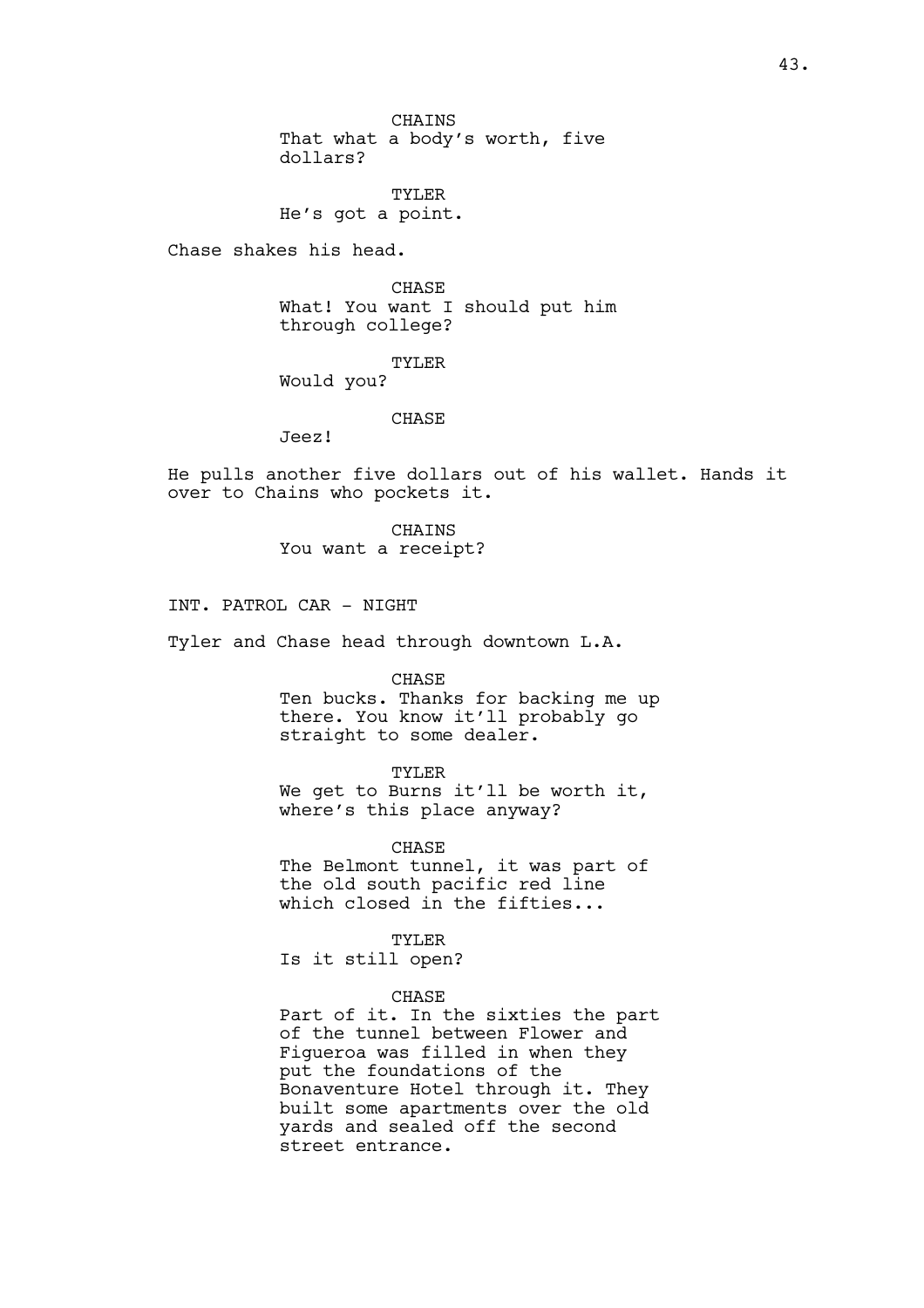CHAINS
That what a body's worth, five dollars?

TYLER
He's got a point.

Chase shakes his head.

CHASE
What! You want I should put him through college?

TYLER
Would you?

CHASE
Jeez!

He pulls another five dollars out of his wallet. Hands it over to Chains who pockets it.

CHAINS
You want a receipt?

INT. PATROL CAR - NIGHT

Tyler and Chase head through downtown L.A.

CHASE
Ten bucks. Thanks for backing me up there. You know it'll probably go straight to some dealer.

TYLER
We get to Burns it'll be worth it, where's this place anyway?

CHASE
The Belmont tunnel, it was part of the old south pacific red line which closed in the fifties...

TYLER
Is it still open?

CHASE
Part of it. In the sixties the part of the tunnel between Flower and Figueroa was filled in when they put the foundations of the Bonaventure Hotel through it. They built some apartments over the old yards and sealed off the second street entrance.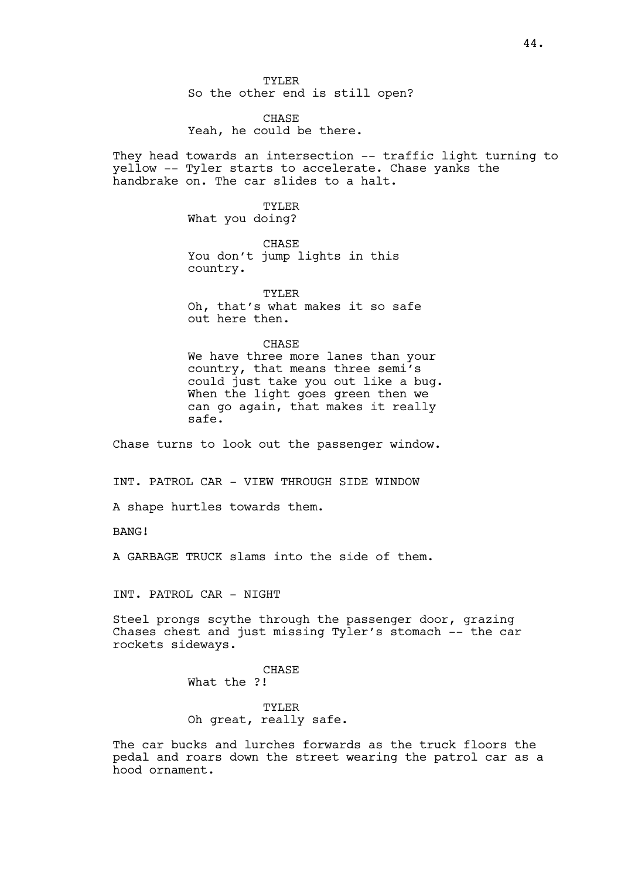TYLER
So the other end is still open?

CHASE
Yeah, he could be there.

They head towards an intersection -- traffic light turning to yellow -- Tyler starts to accelerate. Chase yanks the handbrake on. The car slides to a halt.

TYLER
What you doing?

CHASE
You don't jump lights in this country.

TYLER
Oh, that's what makes it so safe out here then.

CHASE
We have three more lanes than your country, that means three semi's could just take you out like a bug. When the light goes green then we can go again, that makes it really safe.

Chase turns to look out the passenger window.

INT. PATROL CAR - VIEW THROUGH SIDE WINDOW

A shape hurtles towards them.

BANG!

A GARBAGE TRUCK slams into the side of them.

INT. PATROL CAR - NIGHT

Steel prongs scythe through the passenger door, grazing Chases chest and just missing Tyler's stomach -- the car rockets sideways.

CHASE
What the ?!

TYLER
Oh great, really safe.

The car bucks and lurches forwards as the truck floors the pedal and roars down the street wearing the patrol car as a hood ornament.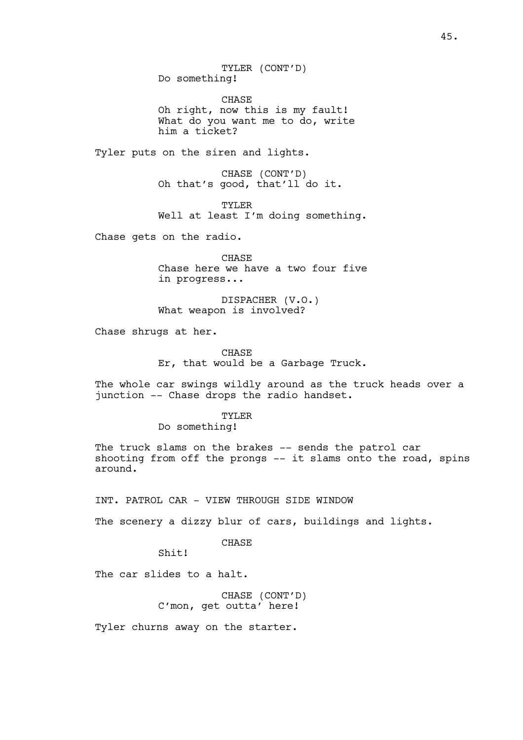TYLER (CONT'D)
Do something!

CHASE
Oh right, now this is my fault! What do you want me to do, write him a ticket?

Tyler puts on the siren and lights.

CHASE (CONT'D)
Oh that's good, that'll do it.

TYLER
Well at least I'm doing something.

Chase gets on the radio.

CHASE
Chase here we have a two four five in progress...

DISPACHER (V.O.)
What weapon is involved?

Chase shrugs at her.

CHASE
Er, that would be a Garbage Truck.

The whole car swings wildly around as the truck heads over a junction -- Chase drops the radio handset.

TYLER
Do something!

The truck slams on the brakes -- sends the patrol car shooting from off the prongs -- it slams onto the road, spins around.

INT. PATROL CAR - VIEW THROUGH SIDE WINDOW

The scenery a dizzy blur of cars, buildings and lights.

CHASE
Shit!

The car slides to a halt.

CHASE (CONT'D)
C'mon, get outta' here!

Tyler churns away on the starter.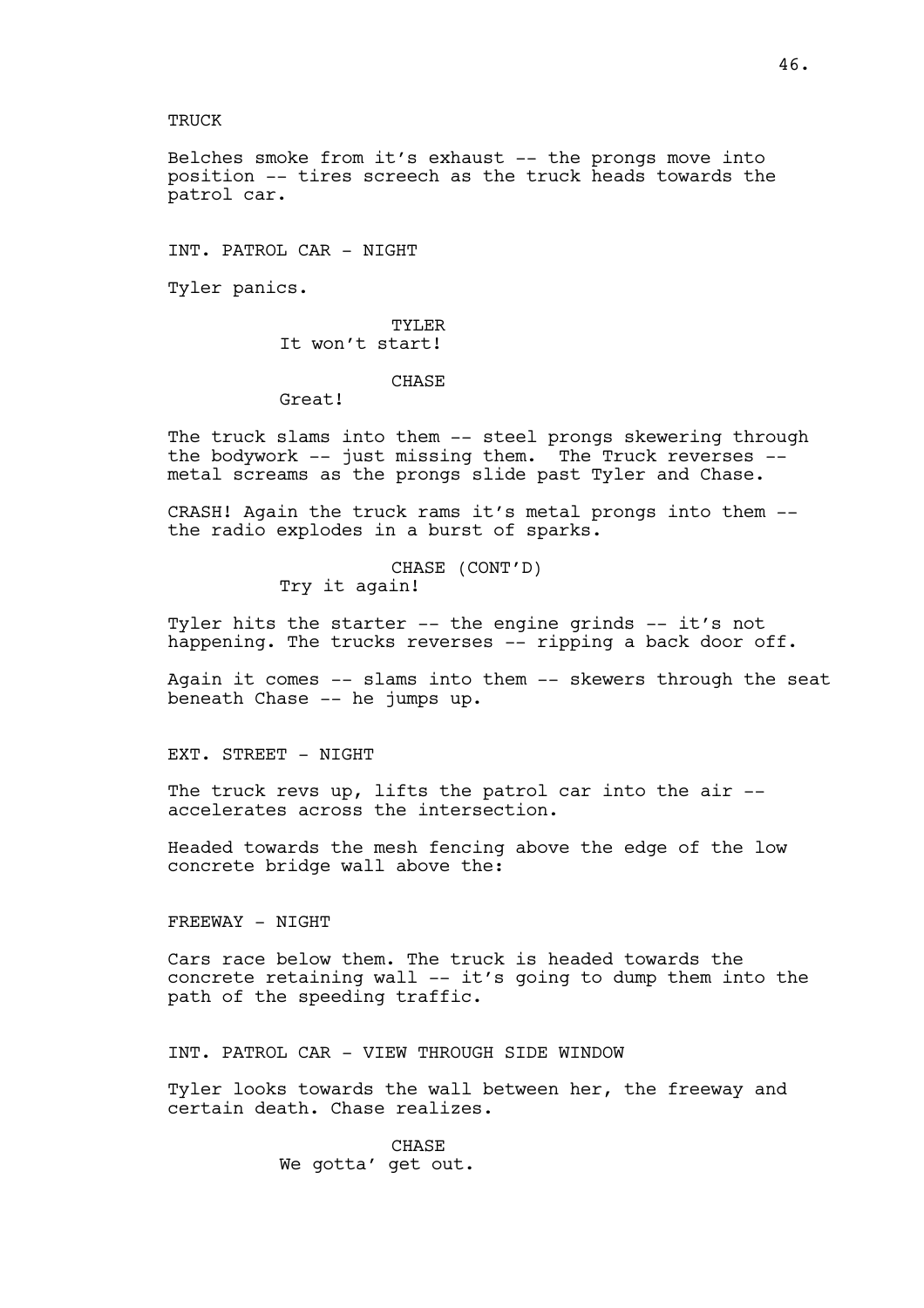TRUCK

Belches smoke from it's exhaust -- the prongs move into position -- tires screech as the truck heads towards the patrol car.

INT. PATROL CAR - NIGHT

Tyler panics.

TYLER
It won't start!

CHASE
Great!

The truck slams into them -- steel prongs skewering through the bodywork -- just missing them. The Truck reverses -- metal screams as the prongs slide past Tyler and Chase.

CRASH! Again the truck rams it's metal prongs into them -- the radio explodes in a burst of sparks.

CHASE (CONT'D)
Try it again!

Tyler hits the starter -- the engine grinds -- it's not happening. The trucks reverses -- ripping a back door off.

Again it comes -- slams into them -- skewers through the seat beneath Chase -- he jumps up.

EXT. STREET - NIGHT

The truck revs up, lifts the patrol car into the air -- accelerates across the intersection.

Headed towards the mesh fencing above the edge of the low concrete bridge wall above the:

FREEWAY - NIGHT

Cars race below them. The truck is headed towards the concrete retaining wall -- it's going to dump them into the path of the speeding traffic.

INT. PATROL CAR - VIEW THROUGH SIDE WINDOW

Tyler looks towards the wall between her, the freeway and certain death. Chase realizes.

CHASE
We gotta' get out.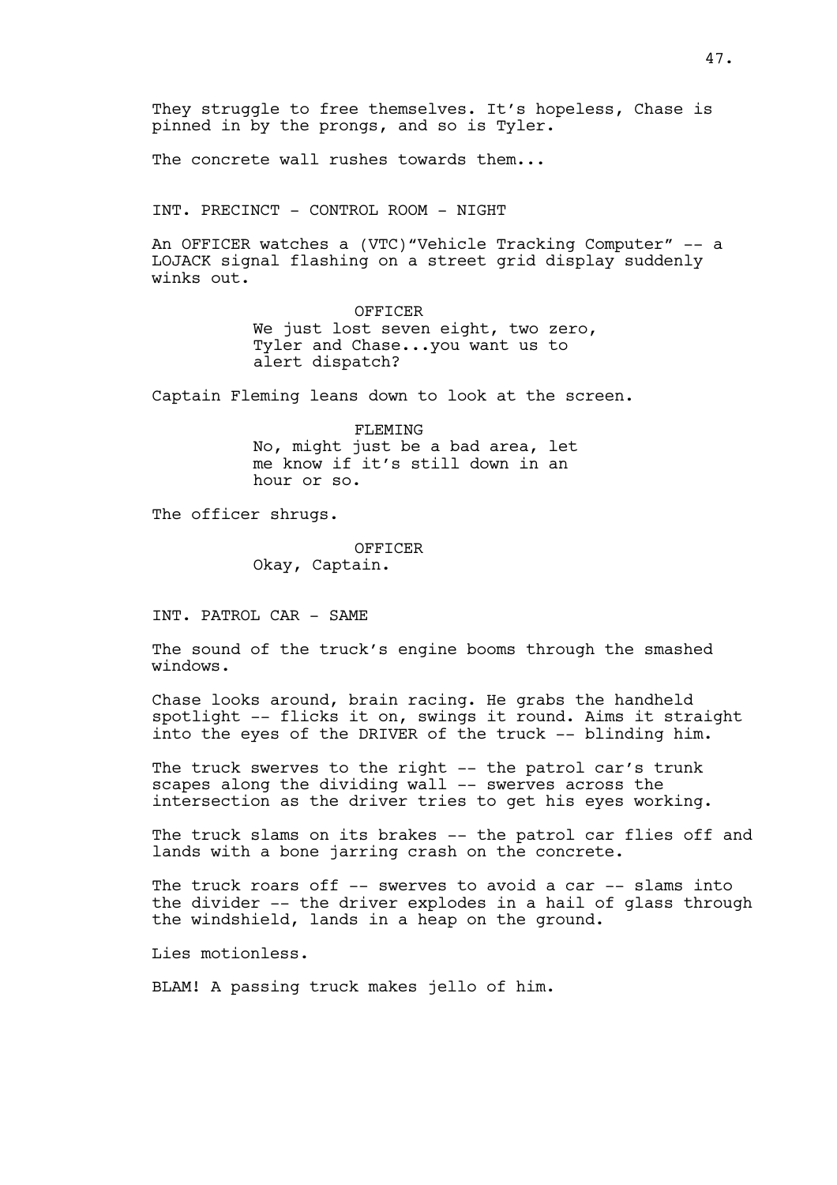They struggle to free themselves. It's hopeless, Chase is pinned in by the prongs, and so is Tyler.

The concrete wall rushes towards them...

INT. PRECINCT - CONTROL ROOM - NIGHT

An OFFICER watches a (VTC)"Vehicle Tracking Computer" -- a LOJACK signal flashing on a street grid display suddenly winks out.

OFFICER
We just lost seven eight, two zero, Tyler and Chase...you want us to alert dispatch?

Captain Fleming leans down to look at the screen.

FLEMING
No, might just be a bad area, let me know if it's still down in an hour or so.

The officer shrugs.

OFFICER
Okay, Captain.

INT. PATROL CAR - SAME

The sound of the truck's engine booms through the smashed windows.

Chase looks around, brain racing. He grabs the handheld spotlight -- flicks it on, swings it round. Aims it straight into the eyes of the DRIVER of the truck -- blinding him.

The truck swerves to the right -- the patrol car's trunk scapes along the dividing wall -- swerves across the intersection as the driver tries to get his eyes working.

The truck slams on its brakes -- the patrol car flies off and lands with a bone jarring crash on the concrete.

The truck roars off -- swerves to avoid a car -- slams into the divider -- the driver explodes in a hail of glass through the windshield, lands in a heap on the ground.

Lies motionless.

BLAM! A passing truck makes jello of him.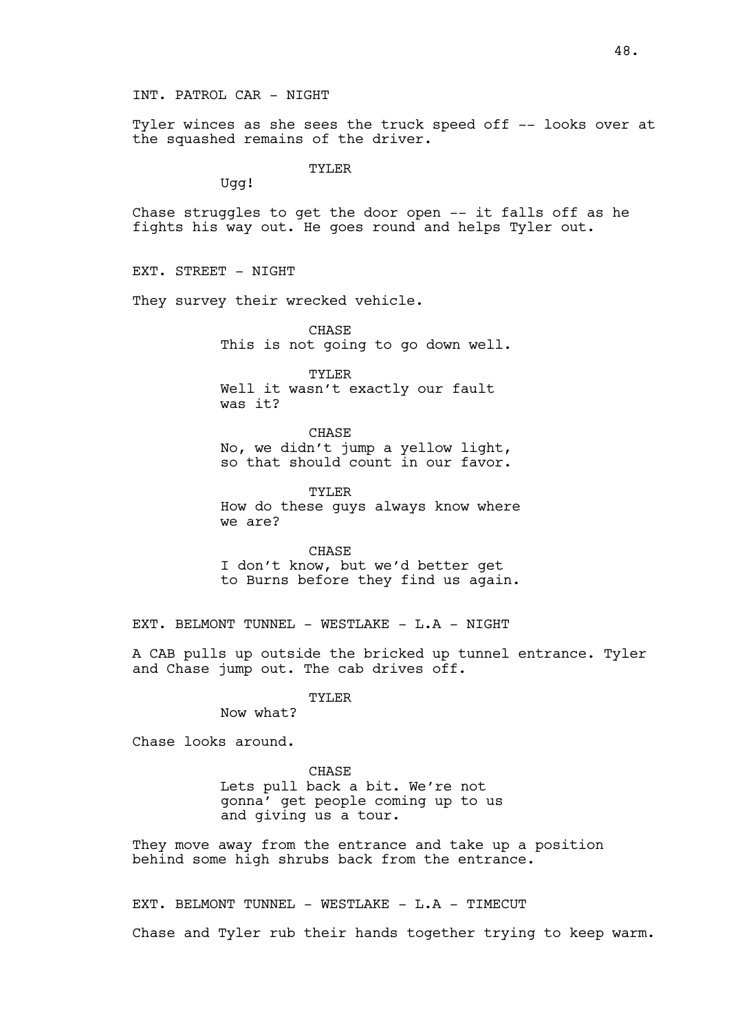INT. PATROL CAR - NIGHT

Tyler winces as she sees the truck speed off -- looks over at the squashed remains of the driver.

TYLER
Ugg!

Chase struggles to get the door open -- it falls off as he fights his way out. He goes round and helps Tyler out.

EXT. STREET - NIGHT

They survey their wrecked vehicle.

CHASE
This is not going to go down well.

TYLER
Well it wasn't exactly our fault was it?

CHASE
No, we didn't jump a yellow light, so that should count in our favor.

TYLER
How do these guys always know where we are?

CHASE
I don't know, but we'd better get to Burns before they find us again.

EXT. BELMONT TUNNEL - WESTLAKE - L.A - NIGHT

A CAB pulls up outside the bricked up tunnel entrance. Tyler and Chase jump out. The cab drives off.

TYLER
Now what?

Chase looks around.

CHASE
Lets pull back a bit. We're not gonna' get people coming up to us and giving us a tour.

They move away from the entrance and take up a position behind some high shrubs back from the entrance.

EXT. BELMONT TUNNEL - WESTLAKE - L.A - TIMECUT

Chase and Tyler rub their hands together trying to keep warm.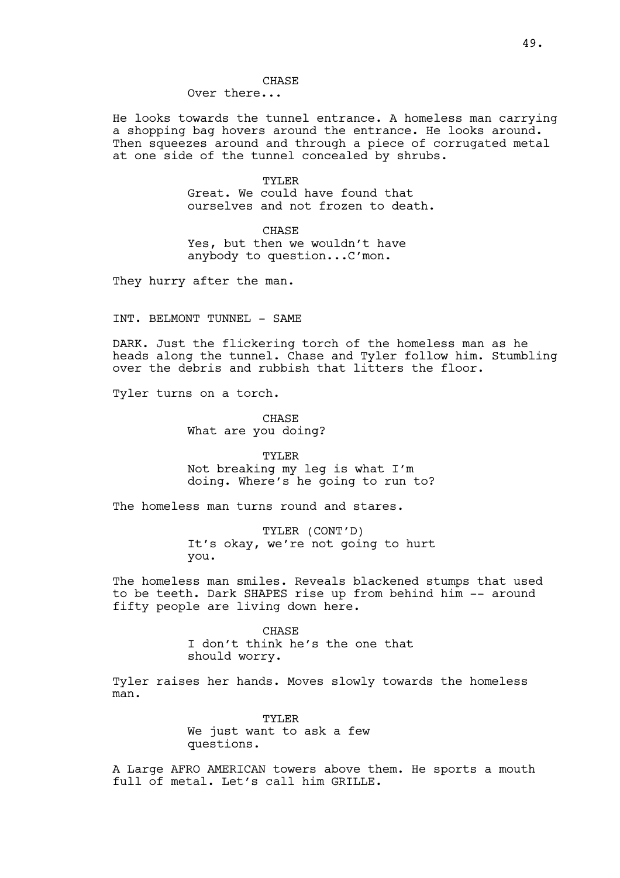CHASE
Over there...

He looks towards the tunnel entrance. A homeless man carrying a shopping bag hovers around the entrance. He looks around. Then squeezes around and through a piece of corrugated metal at one side of the tunnel concealed by shrubs.

TYLER
Great. We could have found that ourselves and not frozen to death.

CHASE
Yes, but then we wouldn't have anybody to question...C'mon.

They hurry after the man.

INT. BELMONT TUNNEL - SAME

DARK. Just the flickering torch of the homeless man as he heads along the tunnel. Chase and Tyler follow him. Stumbling over the debris and rubbish that litters the floor.

Tyler turns on a torch.

CHASE
What are you doing?

TYLER
Not breaking my leg is what I'm doing. Where's he going to run to?

The homeless man turns round and stares.

TYLER (CONT'D)
It's okay, we're not going to hurt you.

The homeless man smiles. Reveals blackened stumps that used to be teeth. Dark SHAPES rise up from behind him -- around fifty people are living down here.

CHASE
I don't think he's the one that should worry.

Tyler raises her hands. Moves slowly towards the homeless man.

TYLER
We just want to ask a few questions.

A Large AFRO AMERICAN towers above them. He sports a mouth full of metal. Let's call him GRILLE.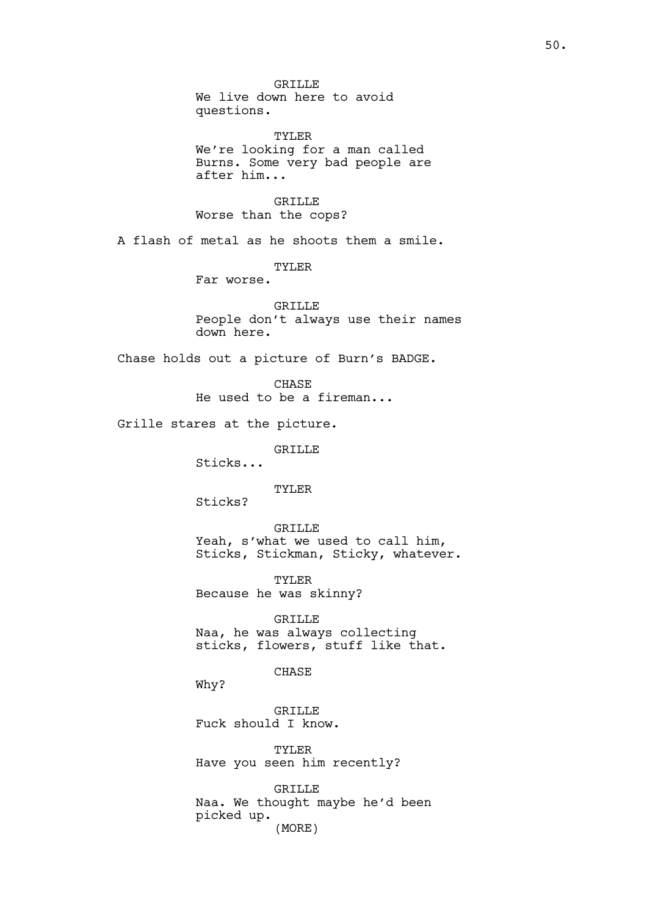GRILLE
We live down here to avoid questions.

TYLER
We're looking for a man called Burns. Some very bad people are after him...

GRILLE
Worse than the cops?

A flash of metal as he shoots them a smile.

TYLER
Far worse.

GRILLE
People don't always use their names down here.

Chase holds out a picture of Burn's BADGE.

CHASE
He used to be a fireman...

Grille stares at the picture.

GRILLE
Sticks...

TYLER
Sticks?

GRILLE
Yeah, s'what we used to call him, Sticks, Stickman, Sticky, whatever.

TYLER
Because he was skinny?

GRILLE
Naa, he was always collecting sticks, flowers, stuff like that.

CHASE
Why?

GRILLE
Fuck should I know.

TYLER
Have you seen him recently?

GRILLE
Naa. We thought maybe he'd been picked up.
(MORE)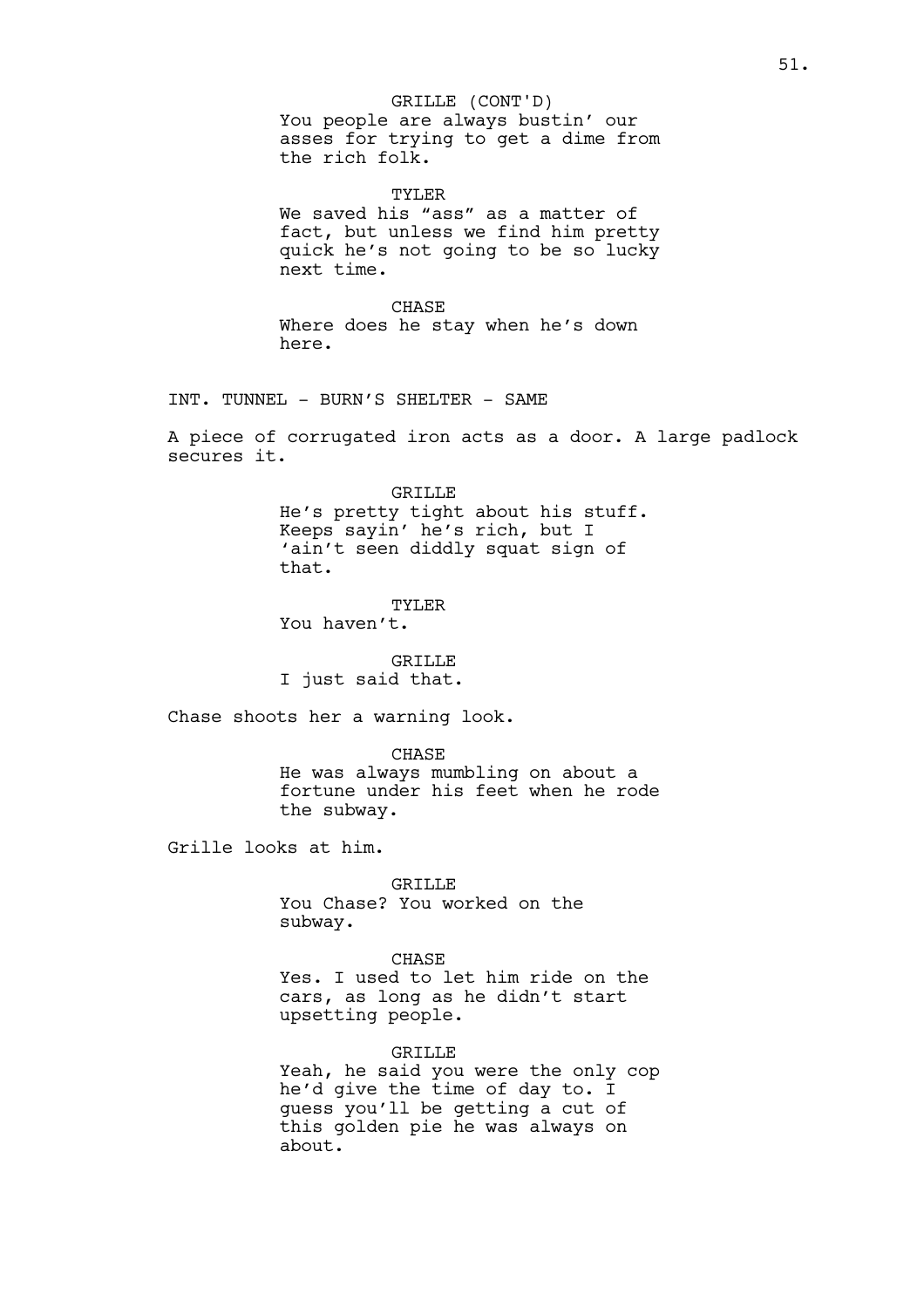GRILLE (CONT'D)
You people are always bustin' our asses for trying to get a dime from the rich folk.

TYLER
We saved his "ass" as a matter of fact, but unless we find him pretty quick he's not going to be so lucky next time.

CHASE
Where does he stay when he's down here.

INT. TUNNEL - BURN'S SHELTER - SAME

A piece of corrugated iron acts as a door. A large padlock secures it.

GRILLE
He's pretty tight about his stuff. Keeps sayin' he's rich, but I 'ain't seen diddly squat sign of that.

TYLER
You haven't.

GRILLE
I just said that.

Chase shoots her a warning look.

CHASE
He was always mumbling on about a fortune under his feet when he rode the subway.

Grille looks at him.

GRILLE
You Chase? You worked on the subway.

CHASE
Yes. I used to let him ride on the cars, as long as he didn't start upsetting people.

GRILLE
Yeah, he said you were the only cop he'd give the time of day to. I guess you'll be getting a cut of this golden pie he was always on about.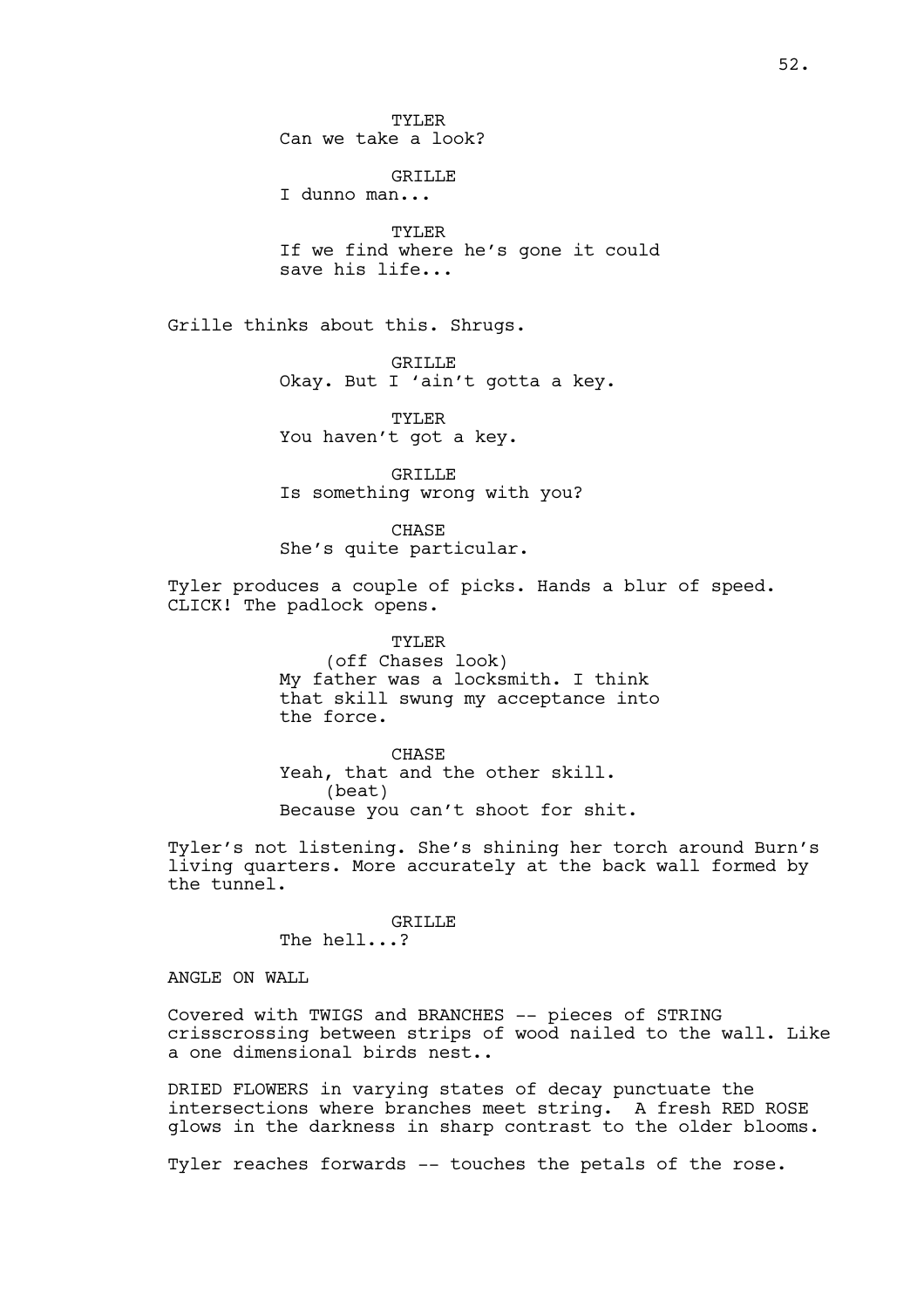TYLER
Can we take a look?

GRILLE
I dunno man...

TYLER
If we find where he's gone it could save his life...

Grille thinks about this. Shrugs.

GRILLE
Okay. But I 'ain't gotta a key.

TYLER
You haven't got a key.

GRILLE
Is something wrong with you?

CHASE
She's quite particular.

Tyler produces a couple of picks. Hands a blur of speed. CLICK! The padlock opens.

TYLER
(off Chases look)
My father was a locksmith. I think that skill swung my acceptance into the force.

CHASE
Yeah, that and the other skill.
(beat)
Because you can't shoot for shit.

Tyler's not listening. She's shining her torch around Burn's living quarters. More accurately at the back wall formed by the tunnel.

GRILLE
The hell...?

ANGLE ON WALL

Covered with TWIGS and BRANCHES -- pieces of STRING crisscrossing between strips of wood nailed to the wall. Like a one dimensional birds nest..

DRIED FLOWERS in varying states of decay punctuate the intersections where branches meet string. A fresh RED ROSE glows in the darkness in sharp contrast to the older blooms.

Tyler reaches forwards -- touches the petals of the rose.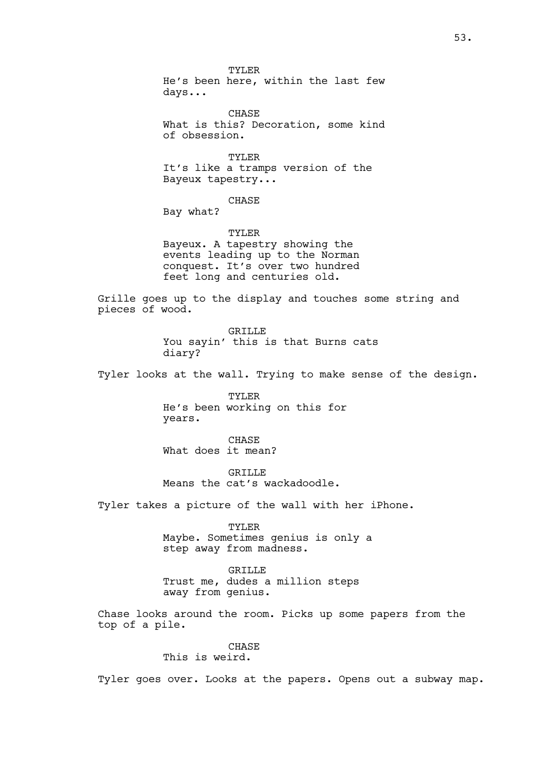TYLER
He's been here, within the last few days...

CHASE
What is this? Decoration, some kind of obsession.

TYLER
It's like a tramps version of the Bayeux tapestry...

CHASE
Bay what?

TYLER
Bayeux. A tapestry showing the events leading up to the Norman conquest. It's over two hundred feet long and centuries old.

Grille goes up to the display and touches some string and pieces of wood.

GRILLE
You sayin' this is that Burns cats diary?

Tyler looks at the wall. Trying to make sense of the design.

TYLER
He's been working on this for years.

CHASE
What does it mean?

GRILLE
Means the cat's wackadoodle.

Tyler takes a picture of the wall with her iPhone.

TYLER
Maybe. Sometimes genius is only a step away from madness.

GRILLE
Trust me, dudes a million steps away from genius.

Chase looks around the room. Picks up some papers from the top of a pile.

CHASE
This is weird.

Tyler goes over. Looks at the papers. Opens out a subway map.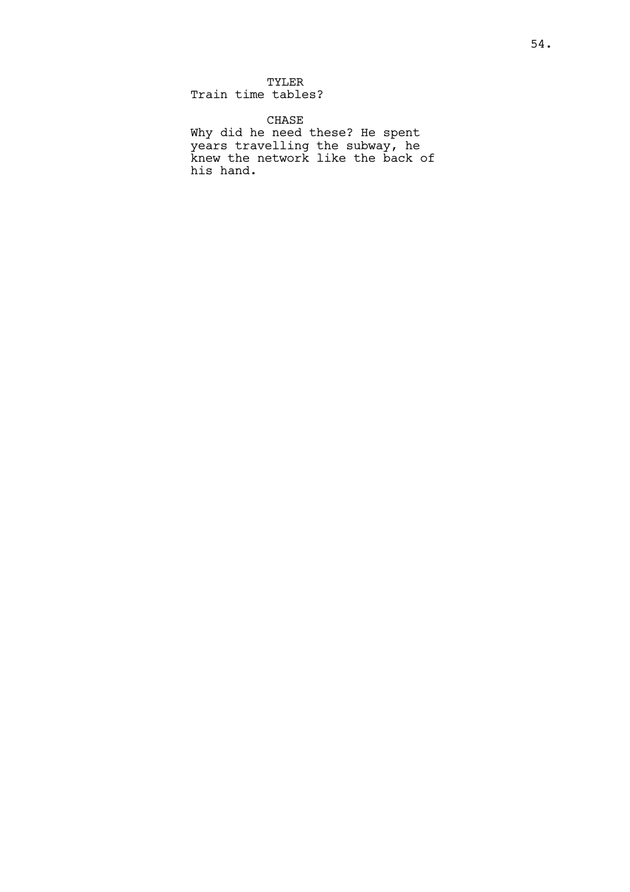TYLER
Train time tables?

CHASE
Why did he need these? He spent years travelling the subway, he knew the network like the back of his hand.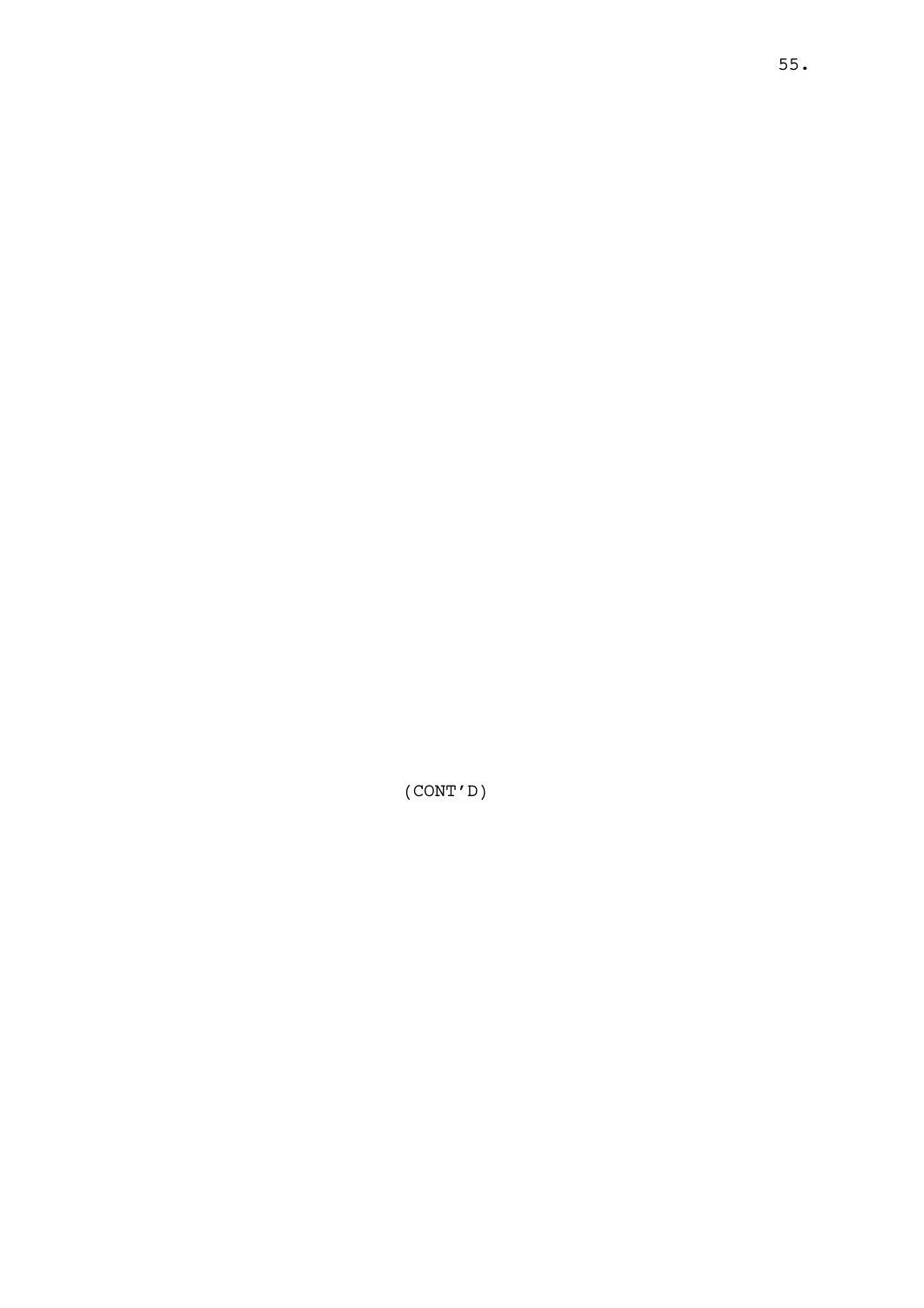(CONT'D)